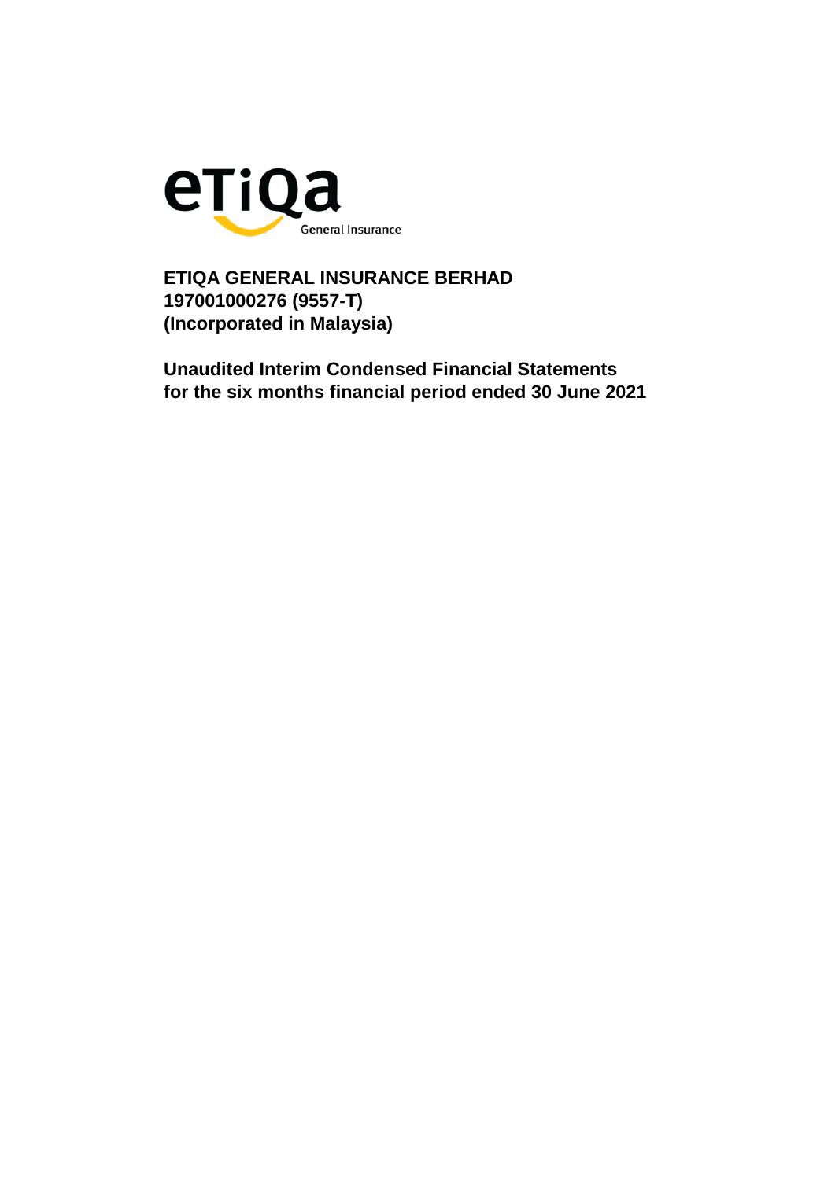eTiQa
General Insurance

**ETIQA GENERAL INSURANCE BERHAD**
**197001000276 (9557-T)**
**(Incorporated in Malaysia)**

**Unaudited Interim Condensed Financial Statements**
**for the six months financial period ended 30 June 2021**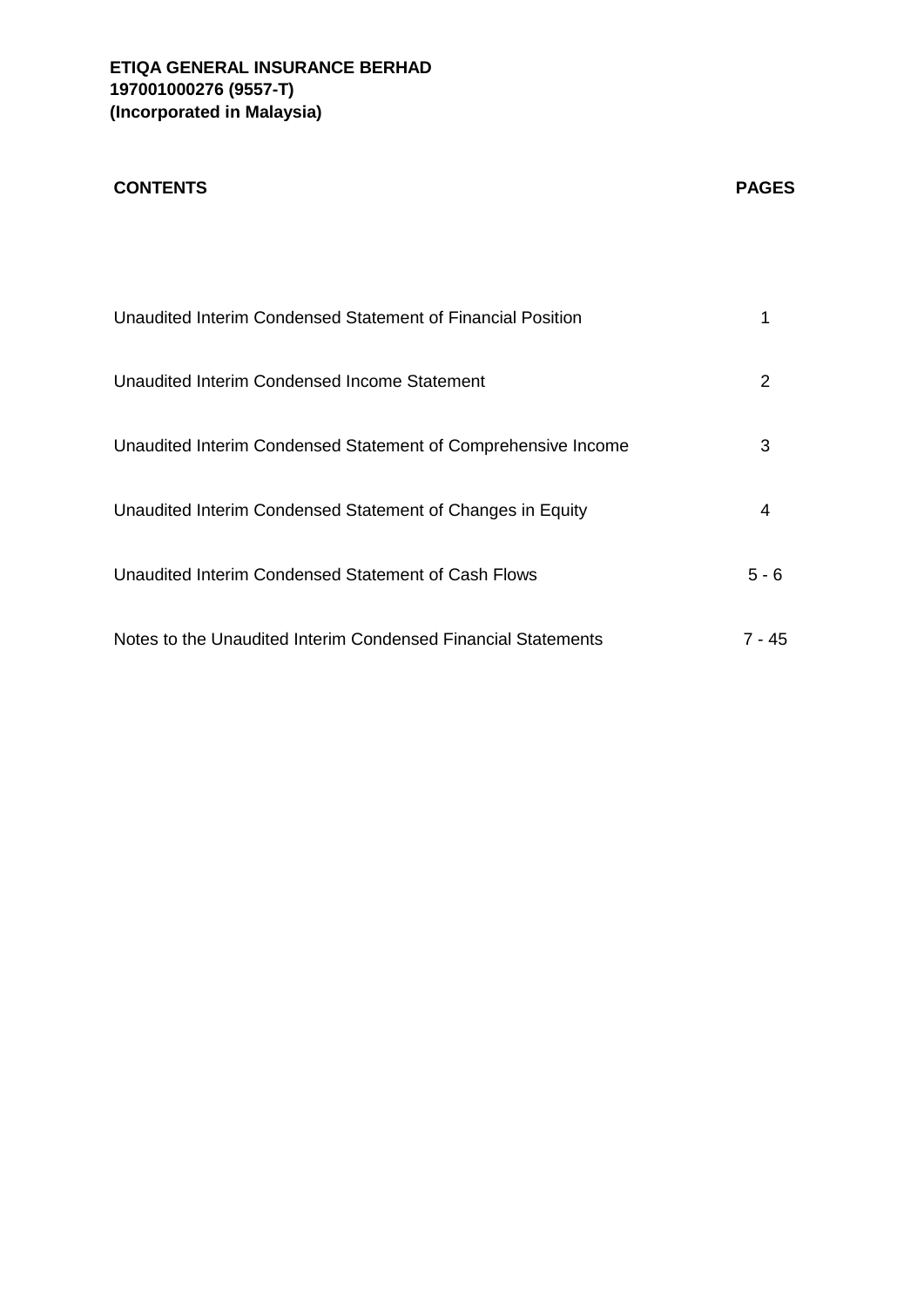**ETIQA GENERAL INSURANCE BERHAD**
**197001000276 (9557-T)**
**(Incorporated in Malaysia)**

| **CONTENTS** | **PAGES** |
|---|---|
| Unaudited Interim Condensed Statement of Financial Position | 1 |
| Unaudited Interim Condensed Income Statement | 2 |
| Unaudited Interim Condensed Statement of Comprehensive Income | 3 |
| Unaudited Interim Condensed Statement of Changes in Equity | 4 |
| Unaudited Interim Condensed Statement of Cash Flows | 5 - 6 |
| Notes to the Unaudited Interim Condensed Financial Statements | 7 - 45 |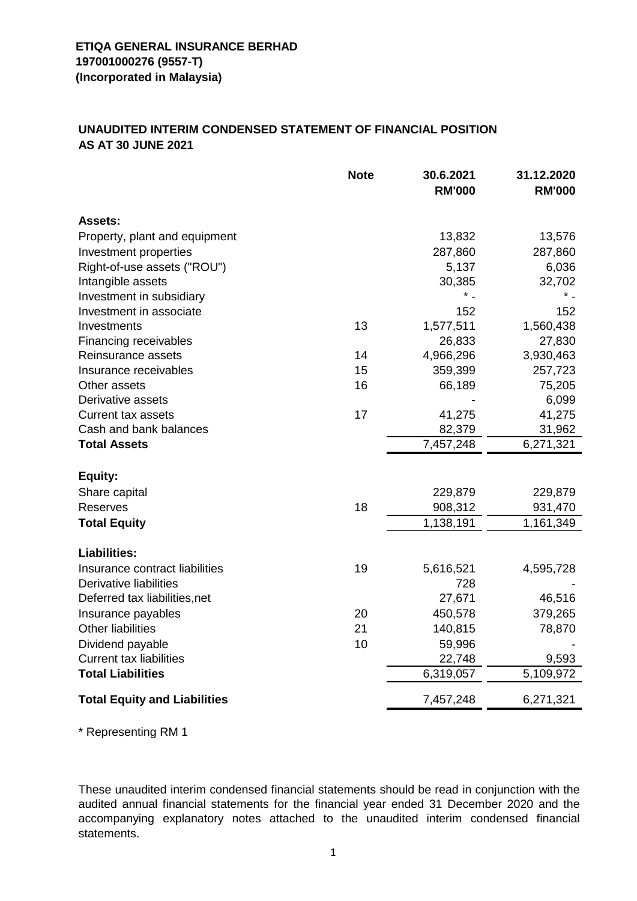**ETIQA GENERAL INSURANCE BERHAD**
**197001000276 (9557-T)**
**(Incorporated in Malaysia)**

## UNAUDITED INTERIM CONDENSED STATEMENT OF FINANCIAL POSITION AS AT 30 JUNE 2021

| | Note | 30.6.2021 RM'000 | 31.12.2020 RM'000 |
|---|---|---|---|
| **Assets:** | | | |
| Property, plant and equipment | | 13,832 | 13,576 |
| Investment properties | | 287,860 | 287,860 |
| Right-of-use assets ("ROU") | | 5,137 | 6,036 |
| Intangible assets | | 30,385 | 32,702 |
| Investment in subsidiary | | * - | * - |
| Investment in associate | | 152 | 152 |
| Investments | 13 | 1,577,511 | 1,560,438 |
| Financing receivables | | 26,833 | 27,830 |
| Reinsurance assets | 14 | 4,966,296 | 3,930,463 |
| Insurance receivables | 15 | 359,399 | 257,723 |
| Other assets | 16 | 66,189 | 75,205 |
| Derivative assets | | - | 6,099 |
| Current tax assets | 17 | 41,275 | 41,275 |
| Cash and bank balances | | 82,379 | 31,962 |
| **Total Assets** | | 7,457,248 | 6,271,321 |
| **Equity:** | | | |
| Share capital | | 229,879 | 229,879 |
| Reserves | 18 | 908,312 | 931,470 |
| **Total Equity** | | 1,138,191 | 1,161,349 |
| **Liabilities:** | | | |
| Insurance contract liabilities | 19 | 5,616,521 | 4,595,728 |
| Derivative liabilities | | 728 | - |
| Deferred tax liabilities,net | | 27,671 | 46,516 |
| Insurance payables | 20 | 450,578 | 379,265 |
| Other liabilities | 21 | 140,815 | 78,870 |
| Dividend payable | 10 | 59,996 | - |
| Current tax liabilities | | 22,748 | 9,593 |
| **Total Liabilities** | | 6,319,057 | 5,109,972 |
| **Total Equity and Liabilities** | | 7,457,248 | 6,271,321 |

* Representing RM 1

These unaudited interim condensed financial statements should be read in conjunction with the audited annual financial statements for the financial year ended 31 December 2020 and the accompanying explanatory notes attached to the unaudited interim condensed financial statements.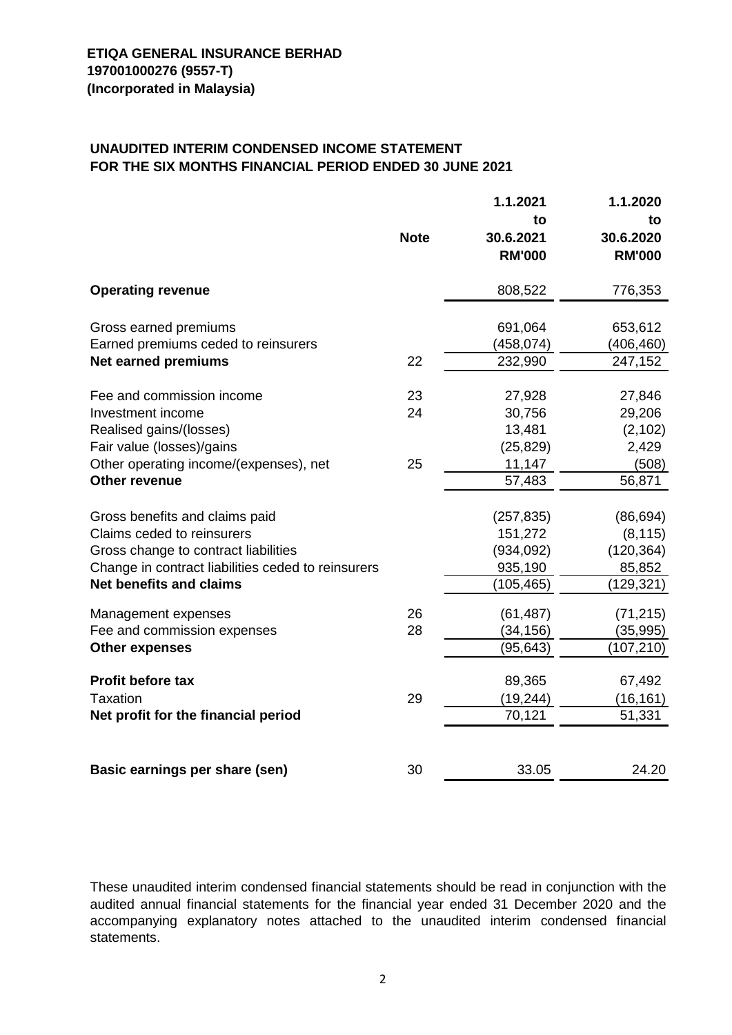**ETIQA GENERAL INSURANCE BERHAD**
**197001000276 (9557-T)**
**(Incorporated in Malaysia)**

## UNAUDITED INTERIM CONDENSED INCOME STATEMENT
## FOR THE SIX MONTHS FINANCIAL PERIOD ENDED 30 JUNE 2021

| | Note | 1.1.2021 to 30.6.2021 RM'000 | 1.1.2020 to 30.6.2020 RM'000 |
|---|---|---|---|
| **Operating revenue** | | 808,522 | 776,353 |
| Gross earned premiums | | 691,064 | 653,612 |
| Earned premiums ceded to reinsurers | | (458,074) | (406,460) |
| **Net earned premiums** | 22 | 232,990 | 247,152 |
| Fee and commission income | 23 | 27,928 | 27,846 |
| Investment income | 24 | 30,756 | 29,206 |
| Realised gains/(losses) | | 13,481 | (2,102) |
| Fair value (losses)/gains | | (25,829) | 2,429 |
| Other operating income/(expenses), net | 25 | 11,147 | (508) |
| **Other revenue** | | 57,483 | 56,871 |
| Gross benefits and claims paid | | (257,835) | (86,694) |
| Claims ceded to reinsurers | | 151,272 | (8,115) |
| Gross change to contract liabilities | | (934,092) | (120,364) |
| Change in contract liabilities ceded to reinsurers | | 935,190 | 85,852 |
| **Net benefits and claims** | | (105,465) | (129,321) |
| Management expenses | 26 | (61,487) | (71,215) |
| Fee and commission expenses | 28 | (34,156) | (35,995) |
| **Other expenses** | | (95,643) | (107,210) |
| **Profit before tax** | | 89,365 | 67,492 |
| Taxation | 29 | (19,244) | (16,161) |
| **Net profit for the financial period** | | 70,121 | 51,331 |
| **Basic earnings per share (sen)** | 30 | 33.05 | 24.20 |

These unaudited interim condensed financial statements should be read in conjunction with the audited annual financial statements for the financial year ended 31 December 2020 and the accompanying explanatory notes attached to the unaudited interim condensed financial statements.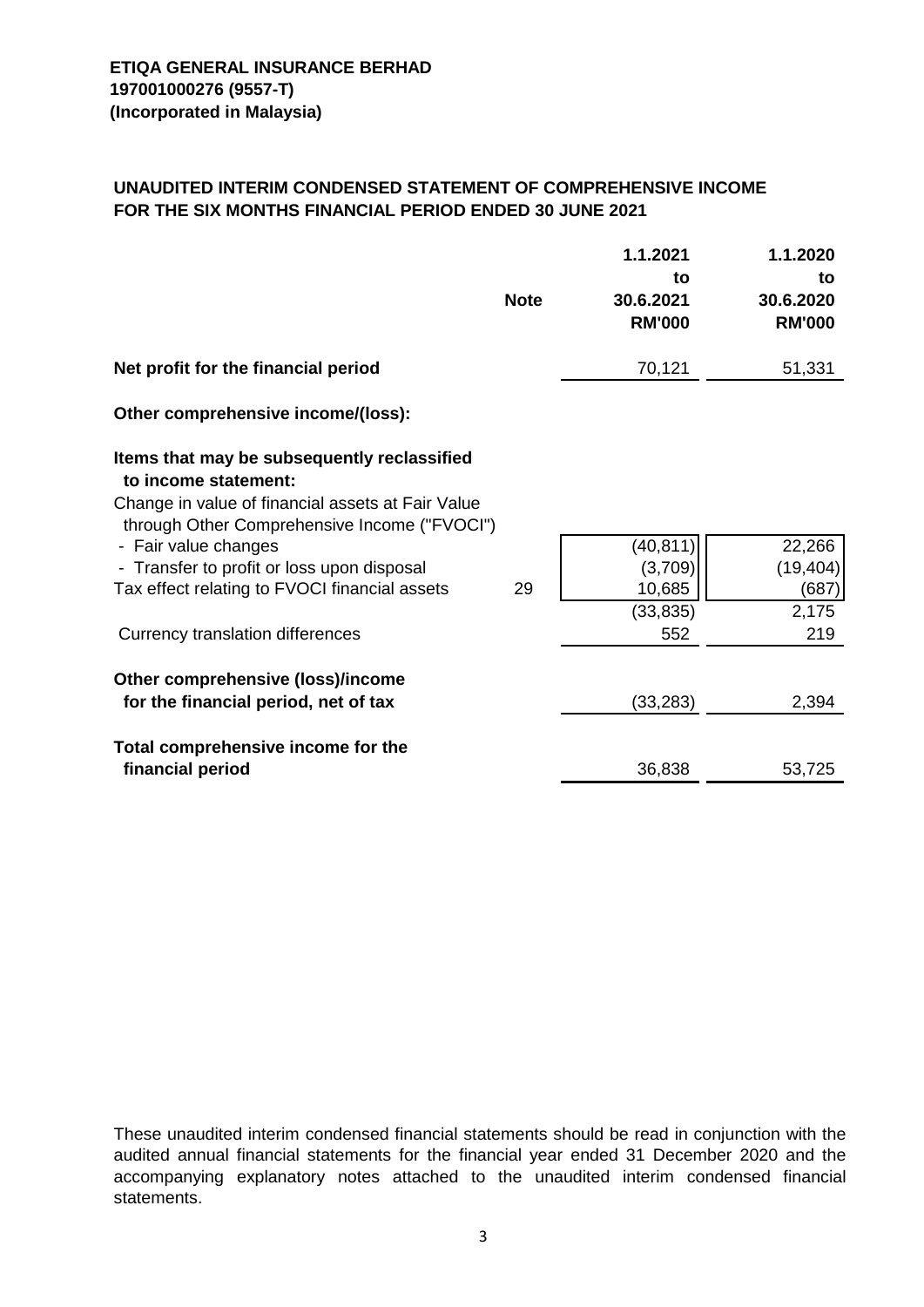**ETIQA GENERAL INSURANCE BERHAD**
**197001000276 (9557-T)**
**(Incorporated in Malaysia)**

## UNAUDITED INTERIM CONDENSED STATEMENT OF COMPREHENSIVE INCOME FOR THE SIX MONTHS FINANCIAL PERIOD ENDED 30 JUNE 2021

| | Note | 1.1.2021 to 30.6.2021 RM'000 | 1.1.2020 to 30.6.2020 RM'000 |
|---|---|---|---|
| **Net profit for the financial period** | | 70,121 | 51,331 |
| **Other comprehensive income/(loss):** | | | |
| **Items that may be subsequently reclassified to income statement:** | | | |
| Change in value of financial assets at Fair Value through Other Comprehensive Income ("FVOCI") | | | |
| - Fair value changes | | (40,811) | 22,266 |
| - Transfer to profit or loss upon disposal | | (3,709) | (19,404) |
| Tax effect relating to FVOCI financial assets | 29 | 10,685 | (687) |
| | | (33,835) | 2,175 |
| Currency translation differences | | 552 | 219 |
| **Other comprehensive (loss)/income for the financial period, net of tax** | | (33,283) | 2,394 |
| **Total comprehensive income for the financial period** | | 36,838 | 53,725 |

These unaudited interim condensed financial statements should be read in conjunction with the audited annual financial statements for the financial year ended 31 December 2020 and the accompanying explanatory notes attached to the unaudited interim condensed financial statements.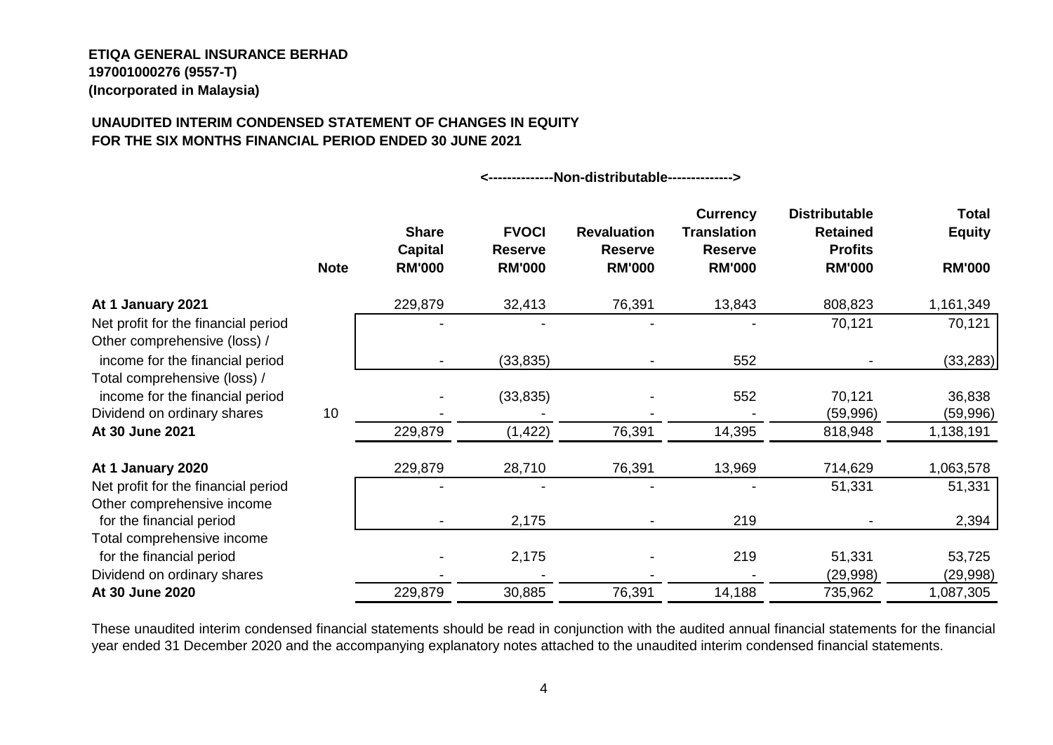**ETIQA GENERAL INSURANCE BERHAD**
**197001000276 (9557-T)**
**(Incorporated in Malaysia)**

**UNAUDITED INTERIM CONDENSED STATEMENT OF CHANGES IN EQUITY FOR THE SIX MONTHS FINANCIAL PERIOD ENDED 30 JUNE 2021**

| | | <--------------Non-distributable--------------> | | | | | |
|---|---|---|---|---|---|---|---|
| | **Note** | **Share Capital RM'000** | **FVOCI Reserve RM'000** | **Revaluation Reserve RM'000** | **Currency Translation Reserve RM'000** | **Distributable Retained Profits RM'000** | **Total Equity RM'000** |
| **At 1 January 2021** | | 229,879 | 32,413 | 76,391 | 13,843 | 808,823 | 1,161,349 |
| Net profit for the financial period | | - | - | - | - | 70,121 | 70,121 |
| Other comprehensive (loss) / income for the financial period | | - | (33,835) | - | 552 | - | (33,283) |
| Total comprehensive (loss) / income for the financial period | | - | (33,835) | - | 552 | 70,121 | 36,838 |
| Dividend on ordinary shares | 10 | - | - | - | - | (59,996) | (59,996) |
| **At 30 June 2021** | | 229,879 | (1,422) | 76,391 | 14,395 | 818,948 | 1,138,191 |
| | | | | | | | |
| **At 1 January 2020** | | 229,879 | 28,710 | 76,391 | 13,969 | 714,629 | 1,063,578 |
| Net profit for the financial period | | - | - | - | - | 51,331 | 51,331 |
| Other comprehensive income for the financial period | | - | 2,175 | - | 219 | - | 2,394 |
| Total comprehensive income for the financial period | | - | 2,175 | - | 219 | 51,331 | 53,725 |
| Dividend on ordinary shares | | - | - | - | - | (29,998) | (29,998) |
| **At 30 June 2020** | | 229,879 | 30,885 | 76,391 | 14,188 | 735,962 | 1,087,305 |

These unaudited interim condensed financial statements should be read in conjunction with the audited annual financial statements for the financial year ended 31 December 2020 and the accompanying explanatory notes attached to the unaudited interim condensed financial statements.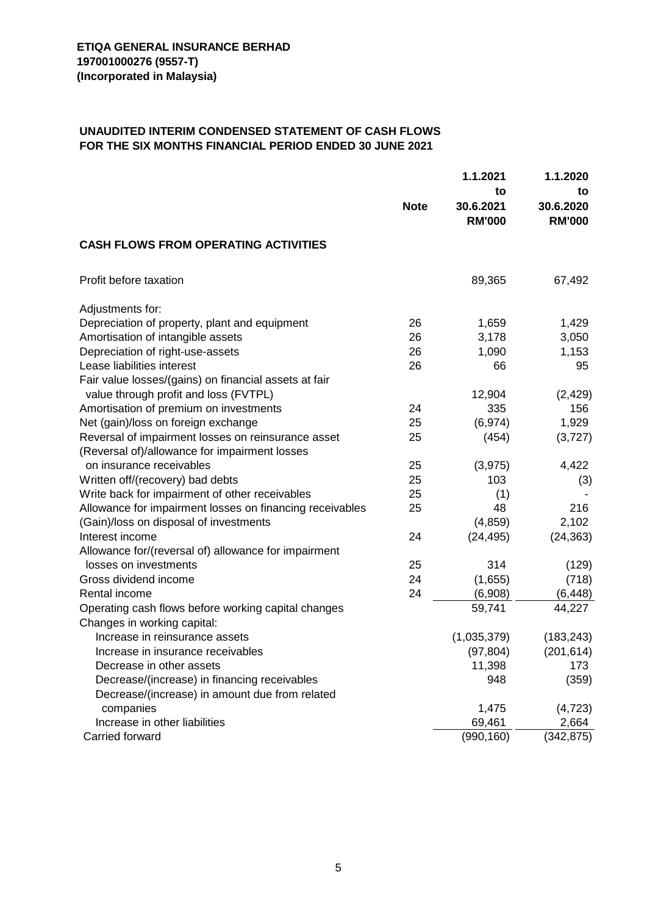**ETIQA GENERAL INSURANCE BERHAD**
**197001000276 (9557-T)**
**(Incorporated in Malaysia)**

## UNAUDITED INTERIM CONDENSED STATEMENT OF CASH FLOWS FOR THE SIX MONTHS FINANCIAL PERIOD ENDED 30 JUNE 2021

| | Note | 1.1.2021 to 30.6.2021 RM'000 | 1.1.2020 to 30.6.2020 RM'000 |
|---|---|---|---|
| **CASH FLOWS FROM OPERATING ACTIVITIES** | | | |
| Profit before taxation | | 89,365 | 67,492 |
| Adjustments for: | | | |
| Depreciation of property, plant and equipment | 26 | 1,659 | 1,429 |
| Amortisation of intangible assets | 26 | 3,178 | 3,050 |
| Depreciation of right-use-assets | 26 | 1,090 | 1,153 |
| Lease liabilities interest | 26 | 66 | 95 |
| Fair value losses/(gains) on financial assets at fair value through profit and loss (FVTPL) | | 12,904 | (2,429) |
| Amortisation of premium on investments | 24 | 335 | 156 |
| Net (gain)/loss on foreign exchange | 25 | (6,974) | 1,929 |
| Reversal of impairment losses on reinsurance asset | 25 | (454) | (3,727) |
| (Reversal of)/allowance for impairment losses on insurance receivables | 25 | (3,975) | 4,422 |
| Written off/(recovery) bad debts | 25 | 103 | (3) |
| Write back for impairment of other receivables | 25 | (1) | - |
| Allowance for impairment losses on financing receivables | 25 | 48 | 216 |
| (Gain)/loss on disposal of investments | | (4,859) | 2,102 |
| Interest income | 24 | (24,495) | (24,363) |
| Allowance for/(reversal of) allowance for impairment losses on investments | 25 | 314 | (129) |
| Gross dividend income | 24 | (1,655) | (718) |
| Rental income | 24 | (6,908) | (6,448) |
| Operating cash flows before working capital changes | | 59,741 | 44,227 |
| Changes in working capital: | | | |
| Increase in reinsurance assets | | (1,035,379) | (183,243) |
| Increase in insurance receivables | | (97,804) | (201,614) |
| Decrease in other assets | | 11,398 | 173 |
| Decrease/(increase) in financing receivables | | 948 | (359) |
| Decrease/(increase) in amount due from related companies | | 1,475 | (4,723) |
| Increase in other liabilities | | 69,461 | 2,664 |
| Carried forward | | (990,160) | (342,875) |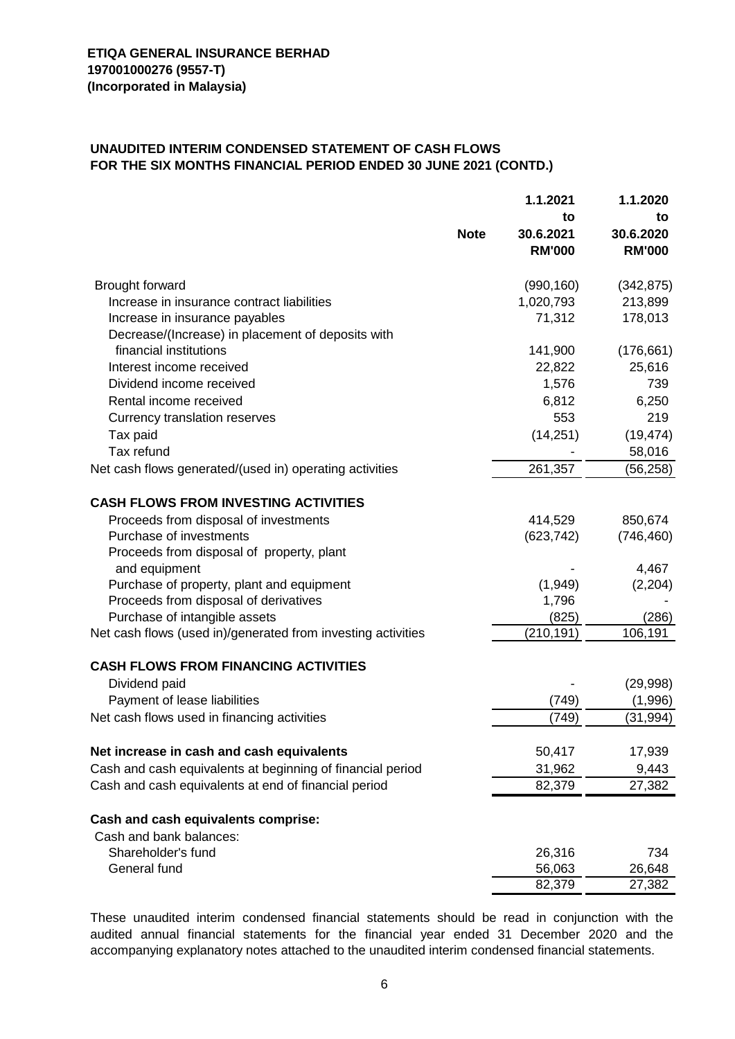**ETIQA GENERAL INSURANCE BERHAD**
**197001000276 (9557-T)**
**(Incorporated in Malaysia)**

**UNAUDITED INTERIM CONDENSED STATEMENT OF CASH FLOWS**
**FOR THE SIX MONTHS FINANCIAL PERIOD ENDED 30 JUNE 2021 (CONTD.)**

| | Note | 1.1.2021 to 30.6.2021 RM'000 | 1.1.2020 to 30.6.2020 RM'000 |
|---|---|---|---|
| Brought forward | | (990,160) | (342,875) |
| Increase in insurance contract liabilities | | 1,020,793 | 213,899 |
| Increase in insurance payables | | 71,312 | 178,013 |
| Decrease/(Increase) in placement of deposits with financial institutions | | 141,900 | (176,661) |
| Interest income received | | 22,822 | 25,616 |
| Dividend income received | | 1,576 | 739 |
| Rental income received | | 6,812 | 6,250 |
| Currency translation reserves | | 553 | 219 |
| Tax paid | | (14,251) | (19,474) |
| Tax refund | | - | 58,016 |
| Net cash flows generated/(used in) operating activities | | 261,357 | (56,258) |
| **CASH FLOWS FROM INVESTING ACTIVITIES** | | | |
| Proceeds from disposal of investments | | 414,529 | 850,674 |
| Purchase of investments | | (623,742) | (746,460) |
| Proceeds from disposal of property, plant and equipment | | - | 4,467 |
| Purchase of property, plant and equipment | | (1,949) | (2,204) |
| Proceeds from disposal of derivatives | | 1,796 | - |
| Purchase of intangible assets | | (825) | (286) |
| Net cash flows (used in)/generated from investing activities | | (210,191) | 106,191 |
| **CASH FLOWS FROM FINANCING ACTIVITIES** | | | |
| Dividend paid | | - | (29,998) |
| Payment of lease liabilities | | (749) | (1,996) |
| Net cash flows used in financing activities | | (749) | (31,994) |
| **Net increase in cash and cash equivalents** | | 50,417 | 17,939 |
| Cash and cash equivalents at beginning of financial period | | 31,962 | 9,443 |
| Cash and cash equivalents at end of financial period | | 82,379 | 27,382 |
| **Cash and cash equivalents comprise:** | | | |
| Cash and bank balances: | | | |
| Shareholder's fund | | 26,316 | 734 |
| General fund | | 56,063 | 26,648 |
| | | 82,379 | 27,382 |

These unaudited interim condensed financial statements should be read in conjunction with the audited annual financial statements for the financial year ended 31 December 2020 and the accompanying explanatory notes attached to the unaudited interim condensed financial statements.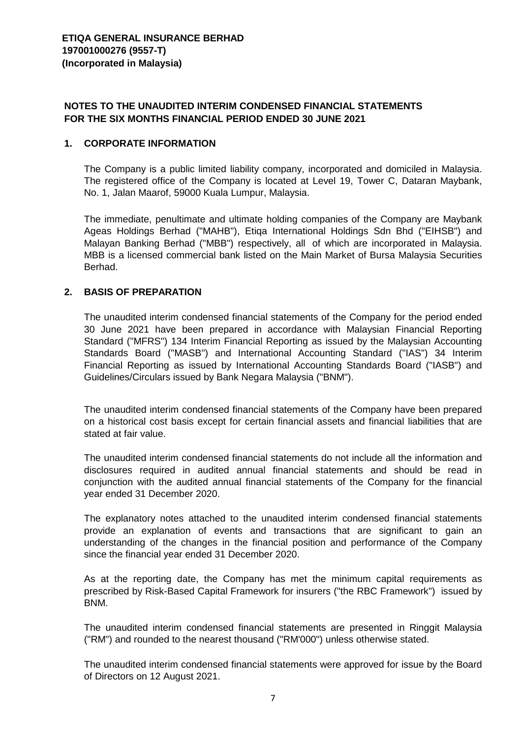**ETIQA GENERAL INSURANCE BERHAD**
**197001000276 (9557-T)**
**(Incorporated in Malaysia)**

## NOTES TO THE UNAUDITED INTERIM CONDENSED FINANCIAL STATEMENTS FOR THE SIX MONTHS FINANCIAL PERIOD ENDED 30 JUNE 2021

### 1. CORPORATE INFORMATION

The Company is a public limited liability company, incorporated and domiciled in Malaysia. The registered office of the Company is located at Level 19, Tower C, Dataran Maybank, No. 1, Jalan Maarof, 59000 Kuala Lumpur, Malaysia.

The immediate, penultimate and ultimate holding companies of the Company are Maybank Ageas Holdings Berhad ("MAHB"), Etiqa International Holdings Sdn Bhd ("EIHSB") and Malayan Banking Berhad ("MBB") respectively, all of which are incorporated in Malaysia. MBB is a licensed commercial bank listed on the Main Market of Bursa Malaysia Securities Berhad.

### 2. BASIS OF PREPARATION

The unaudited interim condensed financial statements of the Company for the period ended 30 June 2021 have been prepared in accordance with Malaysian Financial Reporting Standard ("MFRS") 134 Interim Financial Reporting as issued by the Malaysian Accounting Standards Board ("MASB") and International Accounting Standard ("IAS") 34 Interim Financial Reporting as issued by International Accounting Standards Board ("IASB") and Guidelines/Circulars issued by Bank Negara Malaysia ("BNM").

The unaudited interim condensed financial statements of the Company have been prepared on a historical cost basis except for certain financial assets and financial liabilities that are stated at fair value.

The unaudited interim condensed financial statements do not include all the information and disclosures required in audited annual financial statements and should be read in conjunction with the audited annual financial statements of the Company for the financial year ended 31 December 2020.

The explanatory notes attached to the unaudited interim condensed financial statements provide an explanation of events and transactions that are significant to gain an understanding of the changes in the financial position and performance of the Company since the financial year ended 31 December 2020.

As at the reporting date, the Company has met the minimum capital requirements as prescribed by Risk-Based Capital Framework for insurers ("the RBC Framework") issued by BNM.

The unaudited interim condensed financial statements are presented in Ringgit Malaysia ("RM") and rounded to the nearest thousand ("RM'000") unless otherwise stated.

The unaudited interim condensed financial statements were approved for issue by the Board of Directors on 12 August 2021.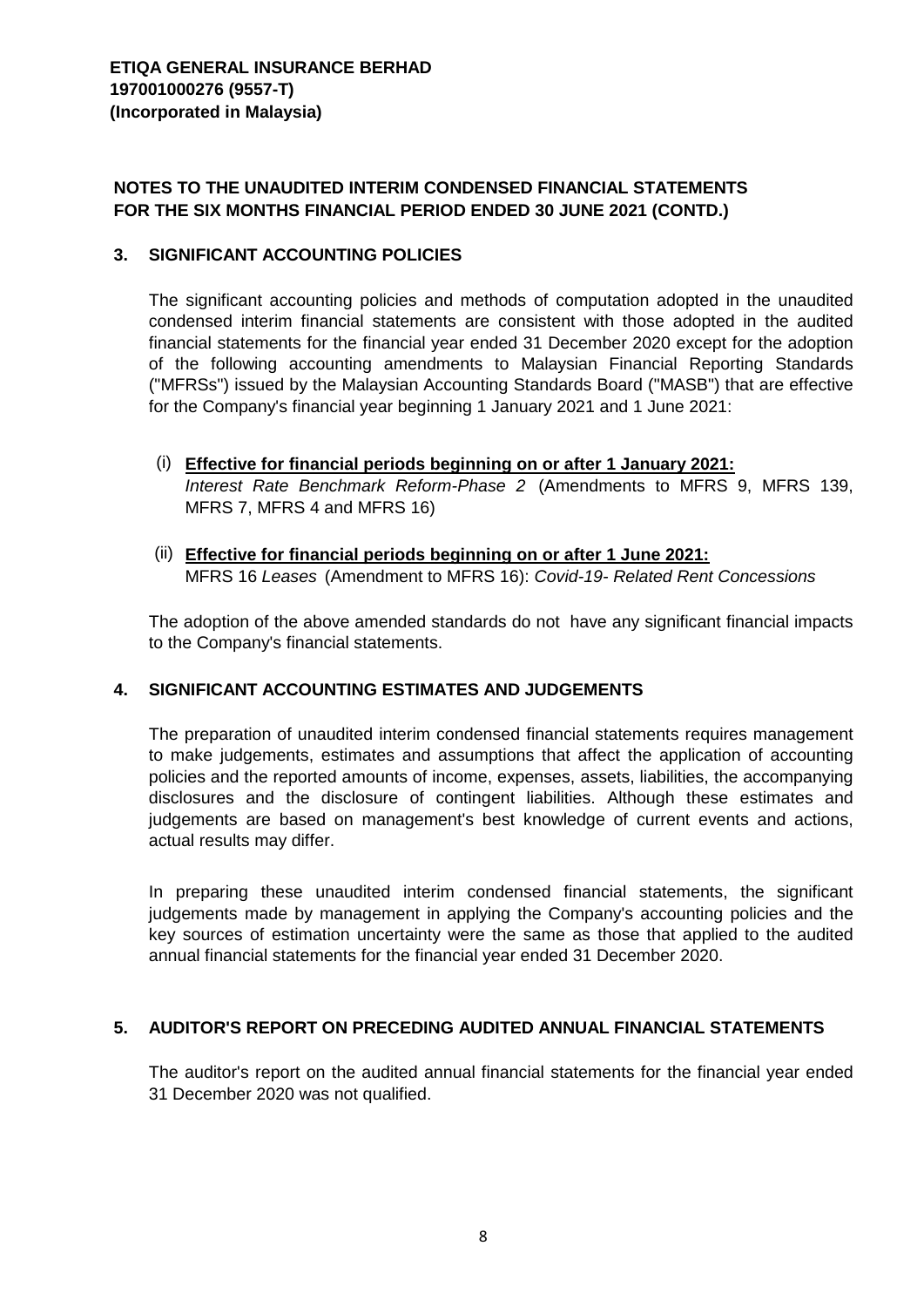**ETIQA GENERAL INSURANCE BERHAD**
**197001000276 (9557-T)**
**(Incorporated in Malaysia)**

**NOTES TO THE UNAUDITED INTERIM CONDENSED FINANCIAL STATEMENTS FOR THE SIX MONTHS FINANCIAL PERIOD ENDED 30 JUNE 2021 (CONTD.)**

## 3. SIGNIFICANT ACCOUNTING POLICIES

The significant accounting policies and methods of computation adopted in the unaudited condensed interim financial statements are consistent with those adopted in the audited financial statements for the financial year ended 31 December 2020 except for the adoption of the following accounting amendments to Malaysian Financial Reporting Standards ("MFRSs") issued by the Malaysian Accounting Standards Board ("MASB") that are effective for the Company's financial year beginning 1 January 2021 and 1 June 2021:

(i) **Effective for financial periods beginning on or after 1 January 2021:**
*Interest Rate Benchmark Reform-Phase 2* (Amendments to MFRS 9, MFRS 139, MFRS 7, MFRS 4 and MFRS 16)

(ii) **Effective for financial periods beginning on or after 1 June 2021:**
MFRS 16 *Leases* (Amendment to MFRS 16): *Covid-19- Related Rent Concessions*

The adoption of the above amended standards do not have any significant financial impacts to the Company's financial statements.

## 4. SIGNIFICANT ACCOUNTING ESTIMATES AND JUDGEMENTS

The preparation of unaudited interim condensed financial statements requires management to make judgements, estimates and assumptions that affect the application of accounting policies and the reported amounts of income, expenses, assets, liabilities, the accompanying disclosures and the disclosure of contingent liabilities. Although these estimates and judgements are based on management's best knowledge of current events and actions, actual results may differ.

In preparing these unaudited interim condensed financial statements, the significant judgements made by management in applying the Company's accounting policies and the key sources of estimation uncertainty were the same as those that applied to the audited annual financial statements for the financial year ended 31 December 2020.

## 5. AUDITOR'S REPORT ON PRECEDING AUDITED ANNUAL FINANCIAL STATEMENTS

The auditor's report on the audited annual financial statements for the financial year ended 31 December 2020 was not qualified.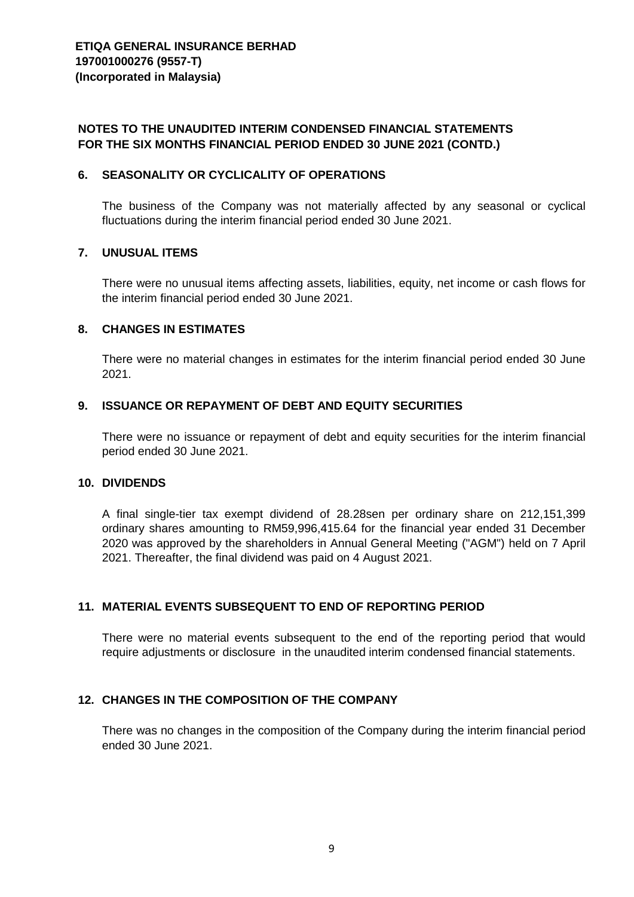**ETIQA GENERAL INSURANCE BERHAD**
**197001000276 (9557-T)**
**(Incorporated in Malaysia)**

## NOTES TO THE UNAUDITED INTERIM CONDENSED FINANCIAL STATEMENTS FOR THE SIX MONTHS FINANCIAL PERIOD ENDED 30 JUNE 2021 (CONTD.)

### 6. SEASONALITY OR CYCLICALITY OF OPERATIONS

The business of the Company was not materially affected by any seasonal or cyclical fluctuations during the interim financial period ended 30 June 2021.

### 7. UNUSUAL ITEMS

There were no unusual items affecting assets, liabilities, equity, net income or cash flows for the interim financial period ended 30 June 2021.

### 8. CHANGES IN ESTIMATES

There were no material changes in estimates for the interim financial period ended 30 June 2021.

### 9. ISSUANCE OR REPAYMENT OF DEBT AND EQUITY SECURITIES

There were no issuance or repayment of debt and equity securities for the interim financial period ended 30 June 2021.

### 10. DIVIDENDS

A final single-tier tax exempt dividend of 28.28sen per ordinary share on 212,151,399 ordinary shares amounting to RM59,996,415.64 for the financial year ended 31 December 2020 was approved by the shareholders in Annual General Meeting ("AGM") held on 7 April 2021. Thereafter, the final dividend was paid on 4 August 2021.

### 11. MATERIAL EVENTS SUBSEQUENT TO END OF REPORTING PERIOD

There were no material events subsequent to the end of the reporting period that would require adjustments or disclosure in the unaudited interim condensed financial statements.

### 12. CHANGES IN THE COMPOSITION OF THE COMPANY

There was no changes in the composition of the Company during the interim financial period ended 30 June 2021.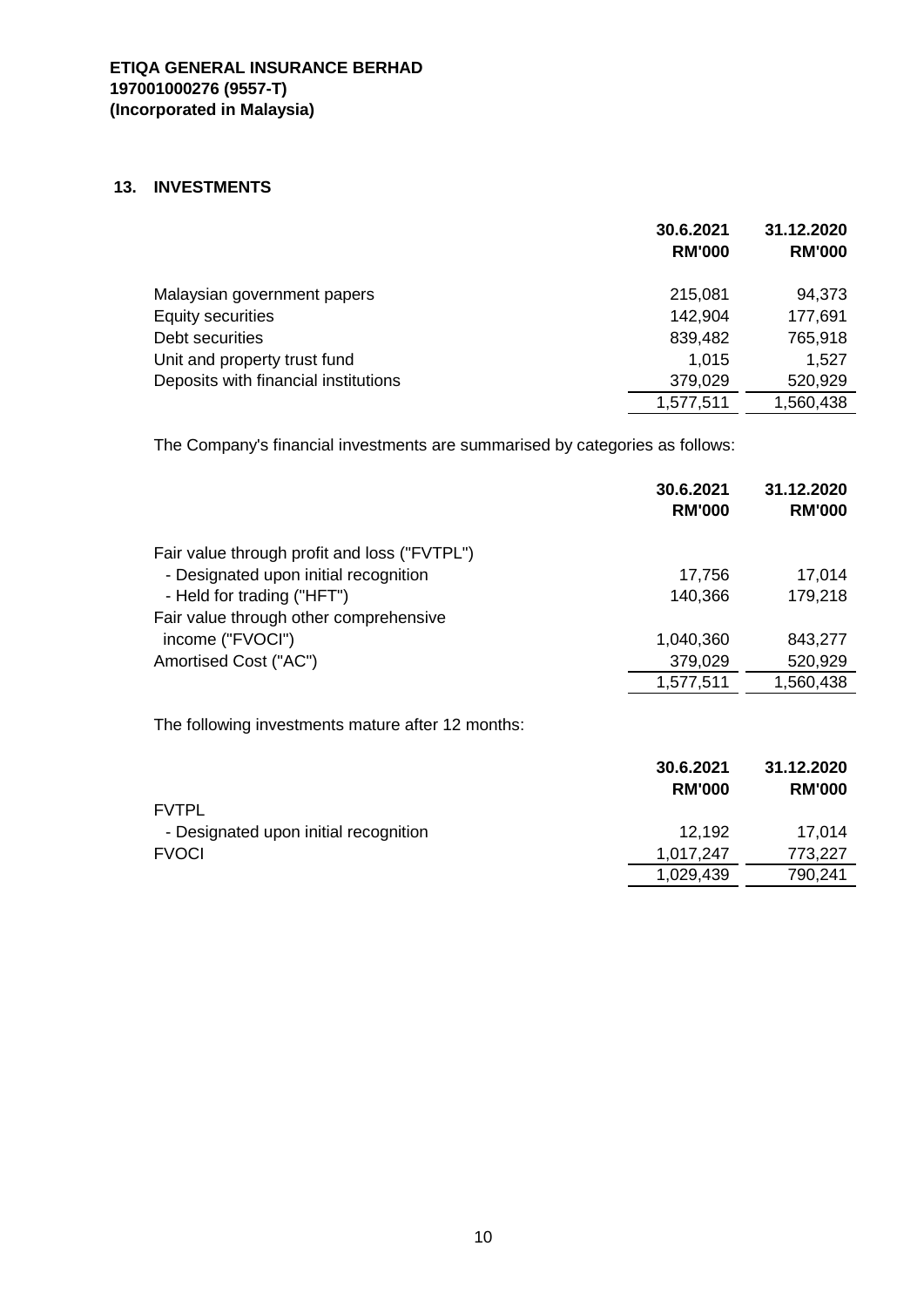**ETIQA GENERAL INSURANCE BERHAD**
**197001000276 (9557-T)**
**(Incorporated in Malaysia)**

## 13. INVESTMENTS

| | 30.6.2021 RM'000 | 31.12.2020 RM'000 |
|---|---:|---:|
| Malaysian government papers | 215,081 | 94,373 |
| Equity securities | 142,904 | 177,691 |
| Debt securities | 839,482 | 765,918 |
| Unit and property trust fund | 1,015 | 1,527 |
| Deposits with financial institutions | 379,029 | 520,929 |
| | 1,577,511 | 1,560,438 |

The Company's financial investments are summarised by categories as follows:

| | 30.6.2021 RM'000 | 31.12.2020 RM'000 |
|---|---:|---:|
| Fair value through profit and loss ("FVTPL") | | |
| - Designated upon initial recognition | 17,756 | 17,014 |
| - Held for trading ("HFT") | 140,366 | 179,218 |
| Fair value through other comprehensive income ("FVOCI") | 1,040,360 | 843,277 |
| Amortised Cost ("AC") | 379,029 | 520,929 |
| | 1,577,511 | 1,560,438 |

The following investments mature after 12 months:

| | 30.6.2021 RM'000 | 31.12.2020 RM'000 |
|---|---:|---:|
| FVTPL | | |
| - Designated upon initial recognition | 12,192 | 17,014 |
| FVOCI | 1,017,247 | 773,227 |
| | 1,029,439 | 790,241 |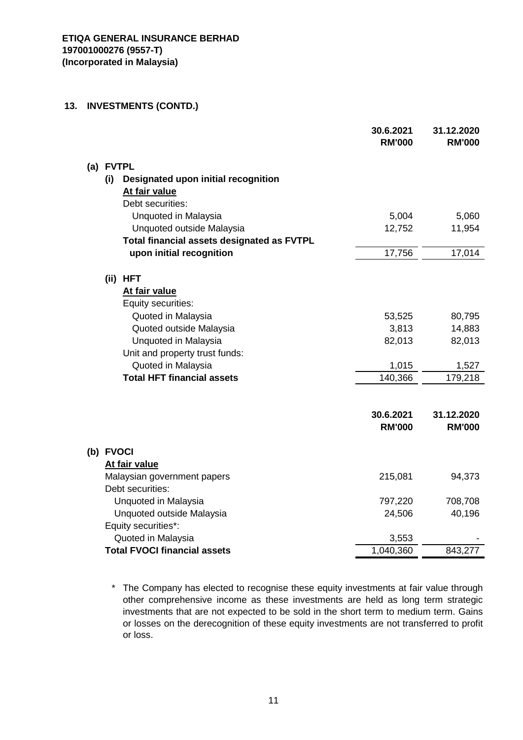**ETIQA GENERAL INSURANCE BERHAD**
**197001000276 (9557-T)**
**(Incorporated in Malaysia)**

## 13. INVESTMENTS (CONTD.)

| | 30.6.2021 RM'000 | 31.12.2020 RM'000 |
|---|---|---|
| **(a) FVTPL** | | |
| **(i) Designated upon initial recognition** | | |
| **At fair value** | | |
| Debt securities: | | |
| Unquoted in Malaysia | 5,004 | 5,060 |
| Unquoted outside Malaysia | 12,752 | 11,954 |
| **Total financial assets designated as FVTPL upon initial recognition** | 17,756 | 17,014 |
| **(ii) HFT** | | |
| **At fair value** | | |
| Equity securities: | | |
| Quoted in Malaysia | 53,525 | 80,795 |
| Quoted outside Malaysia | 3,813 | 14,883 |
| Unquoted in Malaysia | 82,013 | 82,013 |
| Unit and property trust funds: | | |
| Quoted in Malaysia | 1,015 | 1,527 |
| **Total HFT financial assets** | 140,366 | 179,218 |

| | 30.6.2021 RM'000 | 31.12.2020 RM'000 |
|---|---|---|
| **(b) FVOCI** | | |
| **At fair value** | | |
| Malaysian government papers | 215,081 | 94,373 |
| Debt securities: | | |
| Unquoted in Malaysia | 797,220 | 708,708 |
| Unquoted outside Malaysia | 24,506 | 40,196 |
| Equity securities*: | | |
| Quoted in Malaysia | 3,553 | - |
| **Total FVOCI financial assets** | 1,040,360 | 843,277 |

\* The Company has elected to recognise these equity investments at fair value through other comprehensive income as these investments are held as long term strategic investments that are not expected to be sold in the short term to medium term. Gains or losses on the derecognition of these equity investments are not transferred to profit or loss.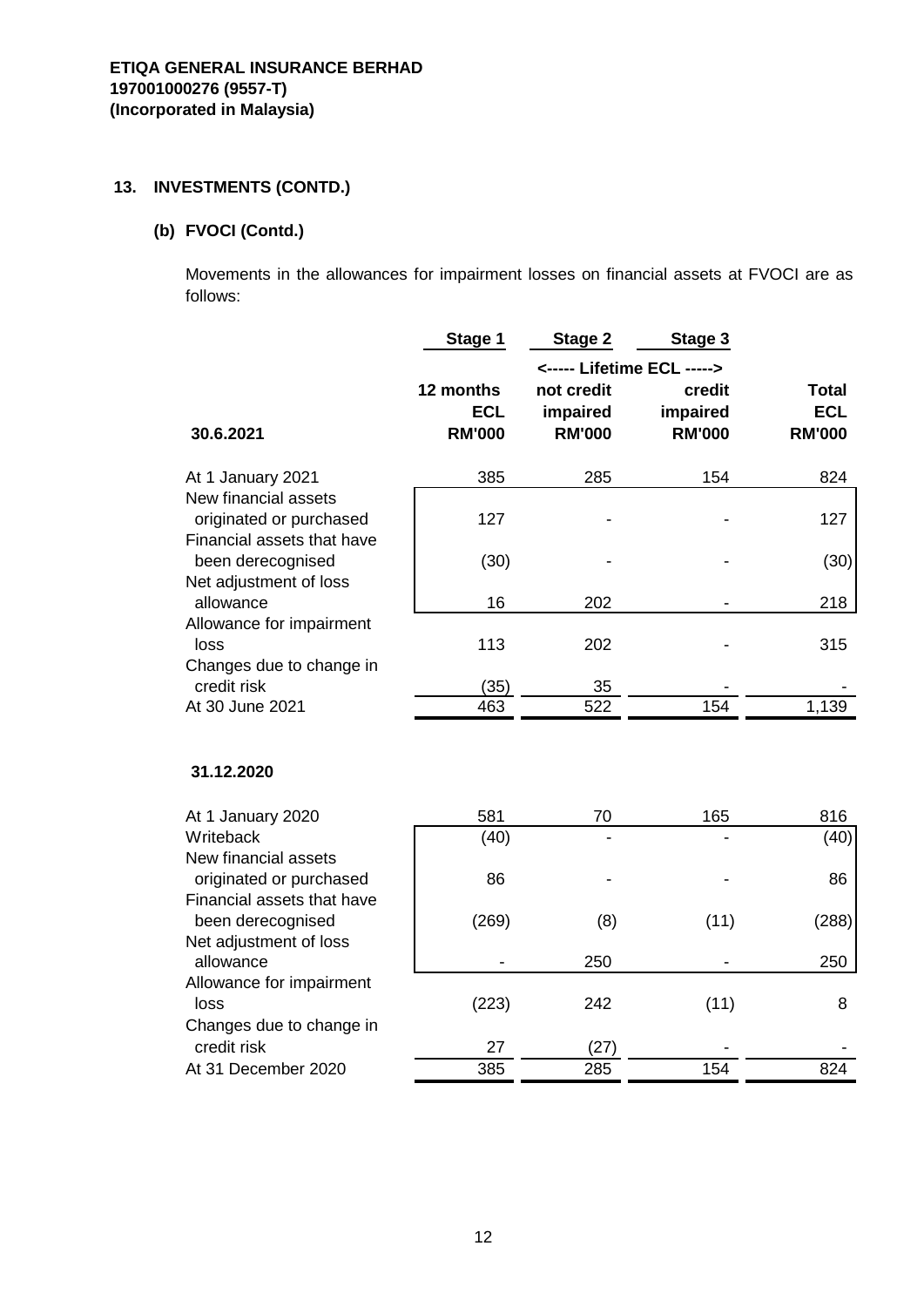**ETIQA GENERAL INSURANCE BERHAD**
**197001000276 (9557-T)**
**(Incorporated in Malaysia)**

## 13. INVESTMENTS (CONTD.)

### (b) FVOCI (Contd.)

Movements in the allowances for impairment losses on financial assets at FVOCI are as follows:

| | Stage 1 | Stage 2 | Stage 3 | |
|---|---|---|---|---|
| | | <----- Lifetime ECL -----> | | |
| | 12 months ECL | not credit impaired | credit impaired | Total ECL |
| **30.6.2021** | **RM'000** | **RM'000** | **RM'000** | **RM'000** |
| At 1 January 2021 | 385 | 285 | 154 | 824 |
| New financial assets originated or purchased | 127 | - | - | 127 |
| Financial assets that have been derecognised | (30) | - | - | (30) |
| Net adjustment of loss allowance | 16 | 202 | - | 218 |
| Allowance for impairment loss | 113 | 202 | - | 315 |
| Changes due to change in credit risk | (35) | 35 | - | - |
| At 30 June 2021 | 463 | 522 | 154 | 1,139 |

| **31.12.2020** | | | | |
|---|---|---|---|---|
| At 1 January 2020 | 581 | 70 | 165 | 816 |
| Writeback | (40) | - | - | (40) |
| New financial assets originated or purchased | 86 | - | - | 86 |
| Financial assets that have been derecognised | (269) | (8) | (11) | (288) |
| Net adjustment of loss allowance | - | 250 | - | 250 |
| Allowance for impairment loss | (223) | 242 | (11) | 8 |
| Changes due to change in credit risk | 27 | (27) | - | - |
| At 31 December 2020 | 385 | 285 | 154 | 824 |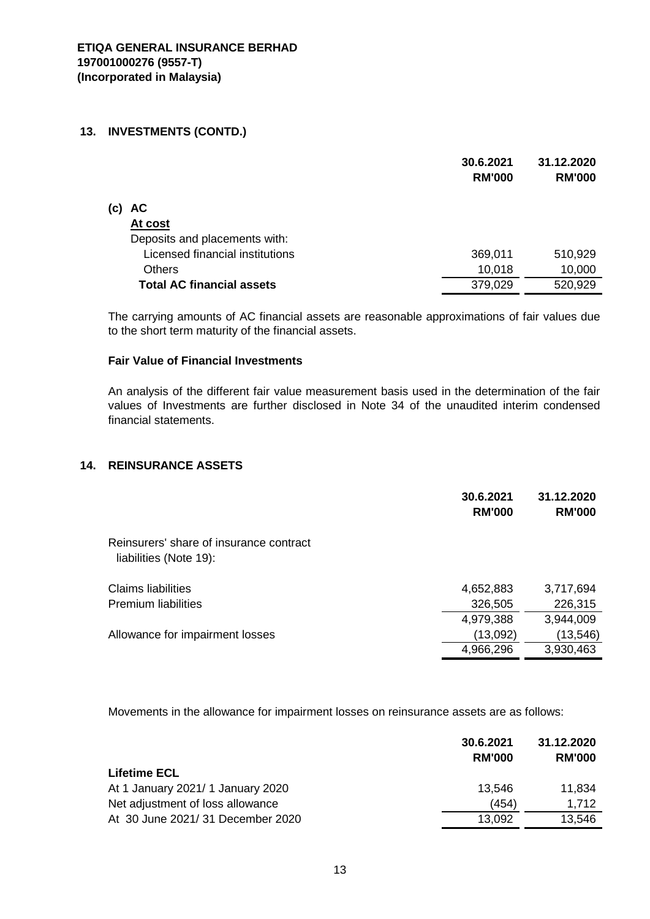**ETIQA GENERAL INSURANCE BERHAD**
**197001000276 (9557-T)**
**(Incorporated in Malaysia)**

## 13. INVESTMENTS (CONTD.)

| | 30.6.2021 RM'000 | 31.12.2020 RM'000 |
|---|---|---|
| **(c) AC** | | |
| **At cost** | | |
| Deposits and placements with: | | |
| Licensed financial institutions | 369,011 | 510,929 |
| Others | 10,018 | 10,000 |
| **Total AC financial assets** | 379,029 | 520,929 |

The carrying amounts of AC financial assets are reasonable approximations of fair values due to the short term maturity of the financial assets.

**Fair Value of Financial Investments**

An analysis of the different fair value measurement basis used in the determination of the fair values of Investments are further disclosed in Note 34 of the unaudited interim condensed financial statements.

## 14. REINSURANCE ASSETS

| | 30.6.2021 RM'000 | 31.12.2020 RM'000 |
|---|---|---|
| Reinsurers' share of insurance contract liabilities (Note 19): | | |
| Claims liabilities | 4,652,883 | 3,717,694 |
| Premium liabilities | 326,505 | 226,315 |
| | 4,979,388 | 3,944,009 |
| Allowance for impairment losses | (13,092) | (13,546) |
| | 4,966,296 | 3,930,463 |

Movements in the allowance for impairment losses on reinsurance assets are as follows:

| | 30.6.2021 RM'000 | 31.12.2020 RM'000 |
|---|---|---|
| **Lifetime ECL** | | |
| At 1 January 2021/ 1 January 2020 | 13,546 | 11,834 |
| Net adjustment of loss allowance | (454) | 1,712 |
| At 30 June 2021/ 31 December 2020 | 13,092 | 13,546 |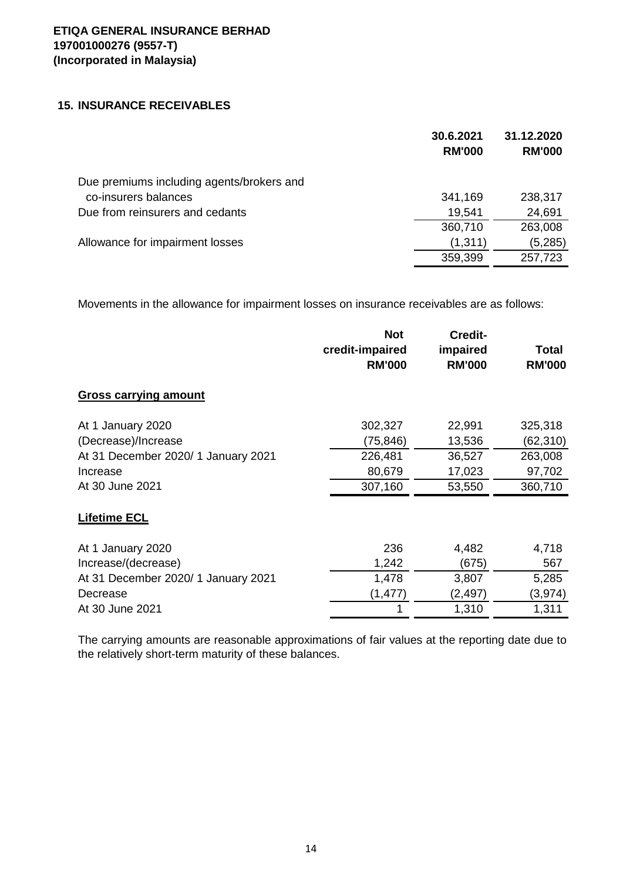**ETIQA GENERAL INSURANCE BERHAD**
**197001000276 (9557-T)**
**(Incorporated in Malaysia)**

## 15. INSURANCE RECEIVABLES

| | 30.6.2021 RM'000 | 31.12.2020 RM'000 |
|---|---|---|
| Due premiums including agents/brokers and co-insurers balances | 341,169 | 238,317 |
| Due from reinsurers and cedants | 19,541 | 24,691 |
| | 360,710 | 263,008 |
| Allowance for impairment losses | (1,311) | (5,285) |
| | 359,399 | 257,723 |

Movements in the allowance for impairment losses on insurance receivables are as follows:

| | Not credit-impaired RM'000 | Credit-impaired RM'000 | Total RM'000 |
|---|---|---|---|
| **Gross carrying amount** | | | |
| At 1 January 2020 | 302,327 | 22,991 | 325,318 |
| (Decrease)/Increase | (75,846) | 13,536 | (62,310) |
| At 31 December 2020/ 1 January 2021 | 226,481 | 36,527 | 263,008 |
| Increase | 80,679 | 17,023 | 97,702 |
| At 30 June 2021 | 307,160 | 53,550 | 360,710 |
| **Lifetime ECL** | | | |
| At 1 January 2020 | 236 | 4,482 | 4,718 |
| Increase/(decrease) | 1,242 | (675) | 567 |
| At 31 December 2020/ 1 January 2021 | 1,478 | 3,807 | 5,285 |
| Decrease | (1,477) | (2,497) | (3,974) |
| At 30 June 2021 | 1 | 1,310 | 1,311 |

The carrying amounts are reasonable approximations of fair values at the reporting date due to the relatively short-term maturity of these balances.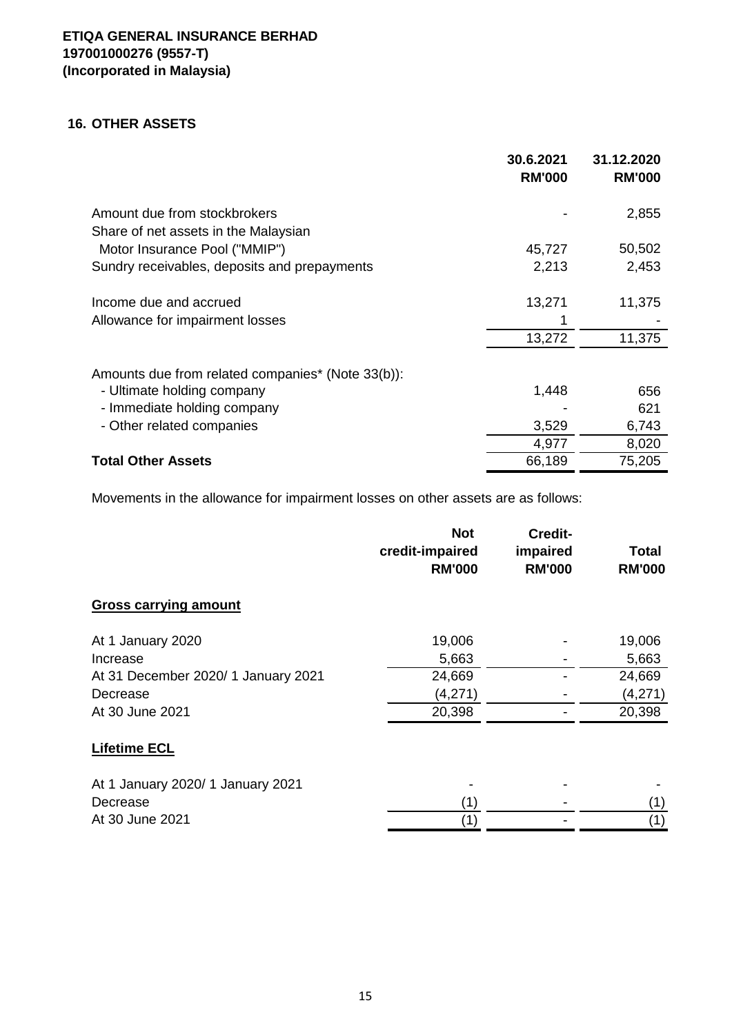**ETIQA GENERAL INSURANCE BERHAD**
**197001000276 (9557-T)**
**(Incorporated in Malaysia)**

## 16. OTHER ASSETS

| | 30.6.2021 RM'000 | 31.12.2020 RM'000 |
|---|---|---|
| Amount due from stockbrokers | - | 2,855 |
| Share of net assets in the Malaysian Motor Insurance Pool ("MMIP") | 45,727 | 50,502 |
| Sundry receivables, deposits and prepayments | 2,213 | 2,453 |
| | | |
| Income due and accrued | 13,271 | 11,375 |
| Allowance for impairment losses | 1 | - |
| | 13,272 | 11,375 |
| | | |
| Amounts due from related companies* (Note 33(b)): | | |
| - Ultimate holding company | 1,448 | 656 |
| - Immediate holding company | - | 621 |
| - Other related companies | 3,529 | 6,743 |
| | 4,977 | 8,020 |
| **Total Other Assets** | 66,189 | 75,205 |

Movements in the allowance for impairment losses on other assets are as follows:

| | Not credit-impaired RM'000 | Credit-impaired RM'000 | Total RM'000 |
|---|---|---|---|
| **Gross carrying amount** | | | |
| At 1 January 2020 | 19,006 | - | 19,006 |
| Increase | 5,663 | - | 5,663 |
| At 31 December 2020/ 1 January 2021 | 24,669 | - | 24,669 |
| Decrease | (4,271) | - | (4,271) |
| At 30 June 2021 | 20,398 | - | 20,398 |
| **Lifetime ECL** | | | |
| At 1 January 2020/ 1 January 2021 | - | - | - |
| Decrease | (1) | - | (1) |
| At 30 June 2021 | (1) | - | (1) |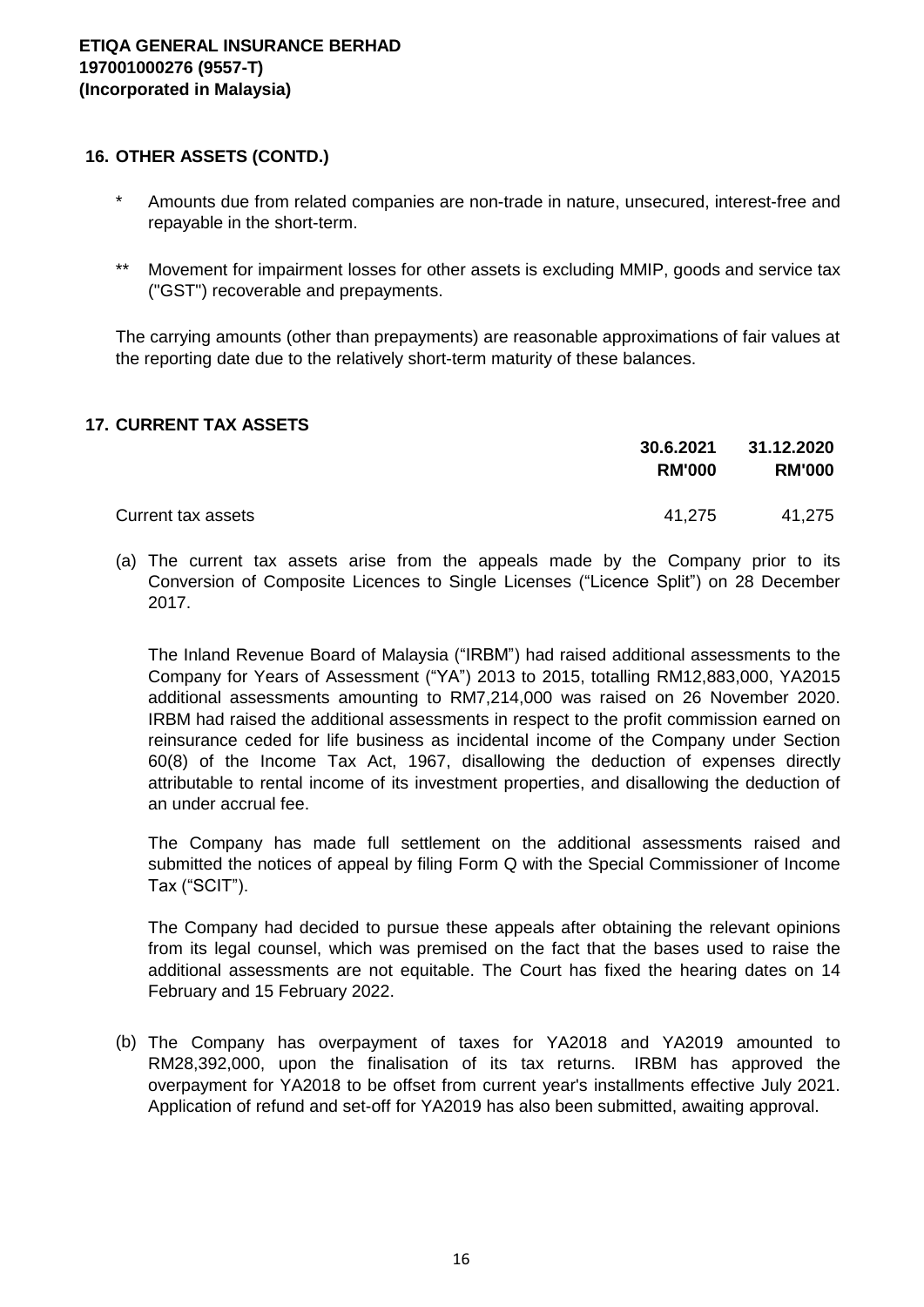**ETIQA GENERAL INSURANCE BERHAD**
**197001000276 (9557-T)**
**(Incorporated in Malaysia)**

## 16. OTHER ASSETS (CONTD.)

\* Amounts due from related companies are non-trade in nature, unsecured, interest-free and repayable in the short-term.

\*\* Movement for impairment losses for other assets is excluding MMIP, goods and service tax ("GST") recoverable and prepayments.

The carrying amounts (other than prepayments) are reasonable approximations of fair values at the reporting date due to the relatively short-term maturity of these balances.

## 17. CURRENT TAX ASSETS

| | 30.6.2021 RM'000 | 31.12.2020 RM'000 |
|---|---|---|
| Current tax assets | 41,275 | 41,275 |

(a) The current tax assets arise from the appeals made by the Company prior to its Conversion of Composite Licences to Single Licenses ("Licence Split") on 28 December 2017.

The Inland Revenue Board of Malaysia ("IRBM") had raised additional assessments to the Company for Years of Assessment ("YA") 2013 to 2015, totalling RM12,883,000, YA2015 additional assessments amounting to RM7,214,000 was raised on 26 November 2020. IRBM had raised the additional assessments in respect to the profit commission earned on reinsurance ceded for life business as incidental income of the Company under Section 60(8) of the Income Tax Act, 1967, disallowing the deduction of expenses directly attributable to rental income of its investment properties, and disallowing the deduction of an under accrual fee.

The Company has made full settlement on the additional assessments raised and submitted the notices of appeal by filing Form Q with the Special Commissioner of Income Tax ("SCIT").

The Company had decided to pursue these appeals after obtaining the relevant opinions from its legal counsel, which was premised on the fact that the bases used to raise the additional assessments are not equitable. The Court has fixed the hearing dates on 14 February and 15 February 2022.

(b) The Company has overpayment of taxes for YA2018 and YA2019 amounted to RM28,392,000, upon the finalisation of its tax returns. IRBM has approved the overpayment for YA2018 to be offset from current year's installments effective July 2021. Application of refund and set-off for YA2019 has also been submitted, awaiting approval.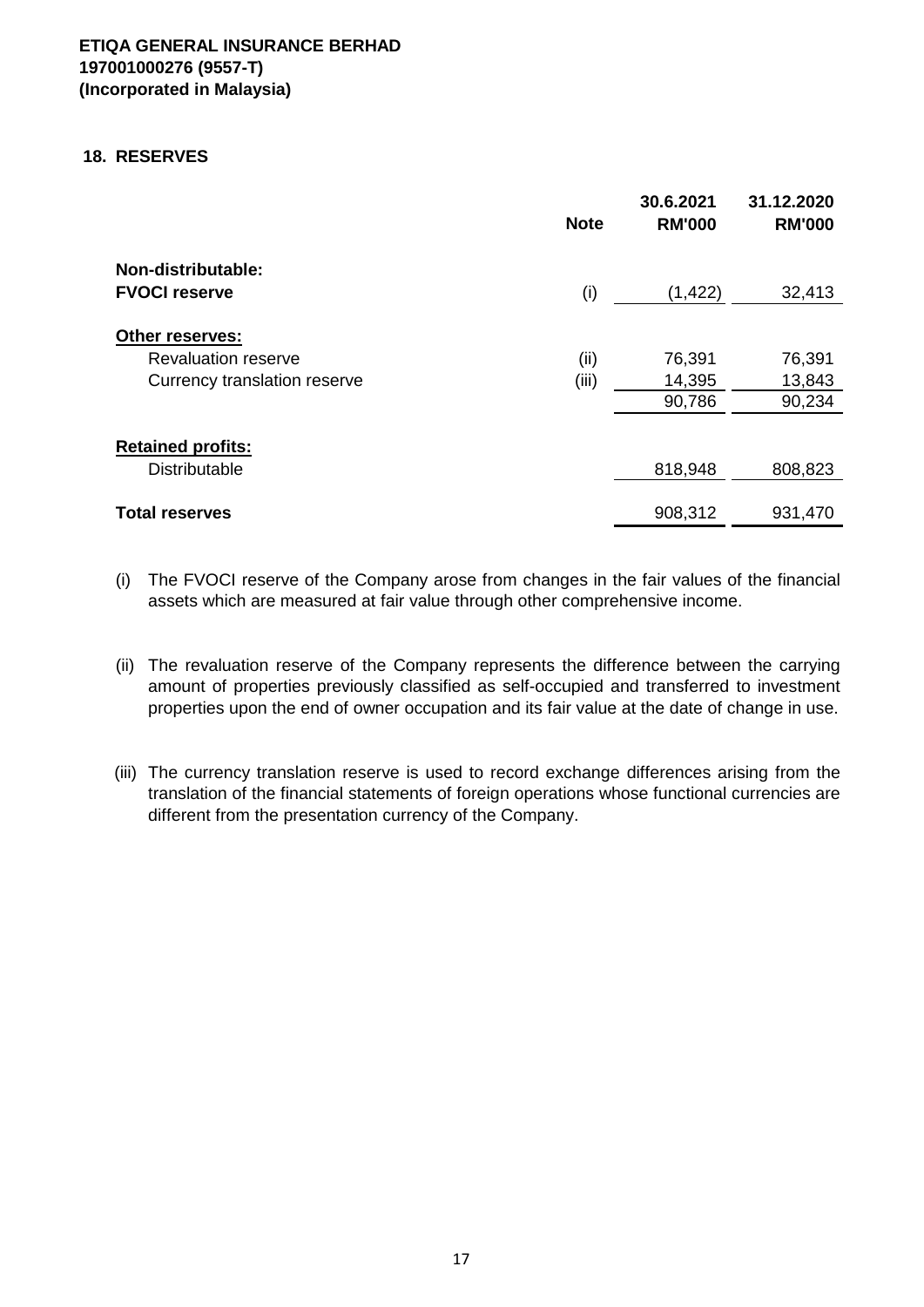**ETIQA GENERAL INSURANCE BERHAD**
**197001000276 (9557-T)**
**(Incorporated in Malaysia)**

## 18. RESERVES

| | Note | 30.6.2021 RM'000 | 31.12.2020 RM'000 |
|---|---|---|---|
| **Non-distributable:** | | | |
| **FVOCI reserve** | (i) | (1,422) | 32,413 |
| **Other reserves:** | | | |
| Revaluation reserve | (ii) | 76,391 | 76,391 |
| Currency translation reserve | (iii) | 14,395 | 13,843 |
| | | 90,786 | 90,234 |
| **Retained profits:** | | | |
| Distributable | | 818,948 | 808,823 |
| **Total reserves** | | 908,312 | 931,470 |

(i) The FVOCI reserve of the Company arose from changes in the fair values of the financial assets which are measured at fair value through other comprehensive income.

(ii) The revaluation reserve of the Company represents the difference between the carrying amount of properties previously classified as self-occupied and transferred to investment properties upon the end of owner occupation and its fair value at the date of change in use.

(iii) The currency translation reserve is used to record exchange differences arising from the translation of the financial statements of foreign operations whose functional currencies are different from the presentation currency of the Company.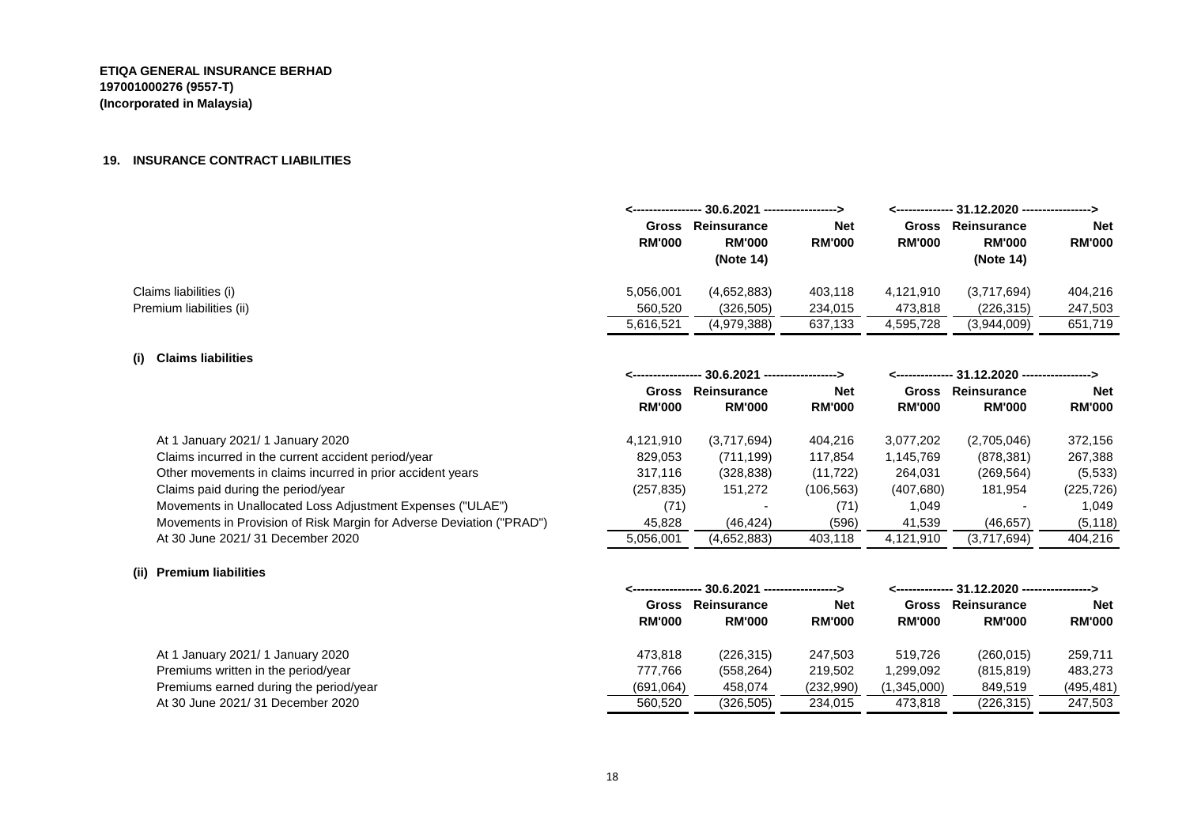**ETIQA GENERAL INSURANCE BERHAD**
**197001000276 (9557-T)**
**(Incorporated in Malaysia)**

## 19. INSURANCE CONTRACT LIABILITIES

| | 30.6.2021 | | | 31.12.2020 | | |
|---|---|---|---|---|---|---|
| | Gross RM'000 | Reinsurance RM'000 (Note 14) | Net RM'000 | Gross RM'000 | Reinsurance RM'000 (Note 14) | Net RM'000 |
| Claims liabilities (i) | 5,056,001 | (4,652,883) | 403,118 | 4,121,910 | (3,717,694) | 404,216 |
| Premium liabilities (ii) | 560,520 | (326,505) | 234,015 | 473,818 | (226,315) | 247,503 |
| | 5,616,521 | (4,979,388) | 637,133 | 4,595,728 | (3,944,009) | 651,719 |

### (i) Claims liabilities

| | 30.6.2021 | | | 31.12.2020 | | |
|---|---|---|---|---|---|---|
| | Gross RM'000 | Reinsurance RM'000 | Net RM'000 | Gross RM'000 | Reinsurance RM'000 | Net RM'000 |
| At 1 January 2021/ 1 January 2020 | 4,121,910 | (3,717,694) | 404,216 | 3,077,202 | (2,705,046) | 372,156 |
| Claims incurred in the current accident period/year | 829,053 | (711,199) | 117,854 | 1,145,769 | (878,381) | 267,388 |
| Other movements in claims incurred in prior accident years | 317,116 | (328,838) | (11,722) | 264,031 | (269,564) | (5,533) |
| Claims paid during the period/year | (257,835) | 151,272 | (106,563) | (407,680) | 181,954 | (225,726) |
| Movements in Unallocated Loss Adjustment Expenses ("ULAE") | (71) | - | (71) | 1,049 | - | 1,049 |
| Movements in Provision of Risk Margin for Adverse Deviation ("PRAD") | 45,828 | (46,424) | (596) | 41,539 | (46,657) | (5,118) |
| At 30 June 2021/ 31 December 2020 | 5,056,001 | (4,652,883) | 403,118 | 4,121,910 | (3,717,694) | 404,216 |

### (ii) Premium liabilities

| | 30.6.2021 | | | 31.12.2020 | | |
|---|---|---|---|---|---|---|
| | Gross RM'000 | Reinsurance RM'000 | Net RM'000 | Gross RM'000 | Reinsurance RM'000 | Net RM'000 |
| At 1 January 2021/ 1 January 2020 | 473,818 | (226,315) | 247,503 | 519,726 | (260,015) | 259,711 |
| Premiums written in the period/year | 777,766 | (558,264) | 219,502 | 1,299,092 | (815,819) | 483,273 |
| Premiums earned during the period/year | (691,064) | 458,074 | (232,990) | (1,345,000) | 849,519 | (495,481) |
| At 30 June 2021/ 31 December 2020 | 560,520 | (326,505) | 234,015 | 473,818 | (226,315) | 247,503 |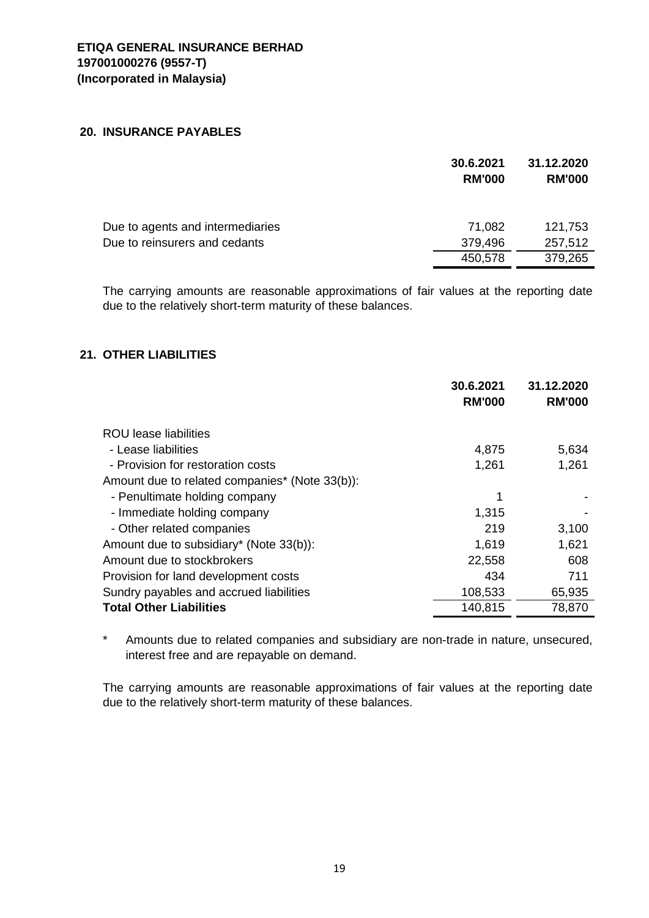**ETIQA GENERAL INSURANCE BERHAD**
**197001000276 (9557-T)**
**(Incorporated in Malaysia)**

## 20. INSURANCE PAYABLES

| | 30.6.2021 RM'000 | 31.12.2020 RM'000 |
|---|---|---|
| Due to agents and intermediaries | 71,082 | 121,753 |
| Due to reinsurers and cedants | 379,496 | 257,512 |
| | 450,578 | 379,265 |

The carrying amounts are reasonable approximations of fair values at the reporting date due to the relatively short-term maturity of these balances.

## 21. OTHER LIABILITIES

| | 30.6.2021 RM'000 | 31.12.2020 RM'000 |
|---|---|---|
| ROU lease liabilities | | |
| - Lease liabilities | 4,875 | 5,634 |
| - Provision for restoration costs | 1,261 | 1,261 |
| Amount due to related companies* (Note 33(b)): | | |
| - Penultimate holding company | 1 | - |
| - Immediate holding company | 1,315 | - |
| - Other related companies | 219 | 3,100 |
| Amount due to subsidiary* (Note 33(b)): | 1,619 | 1,621 |
| Amount due to stockbrokers | 22,558 | 608 |
| Provision for land development costs | 434 | 711 |
| Sundry payables and accrued liabilities | 108,533 | 65,935 |
| **Total Other Liabilities** | 140,815 | 78,870 |

\* Amounts due to related companies and subsidiary are non-trade in nature, unsecured, interest free and are repayable on demand.

The carrying amounts are reasonable approximations of fair values at the reporting date due to the relatively short-term maturity of these balances.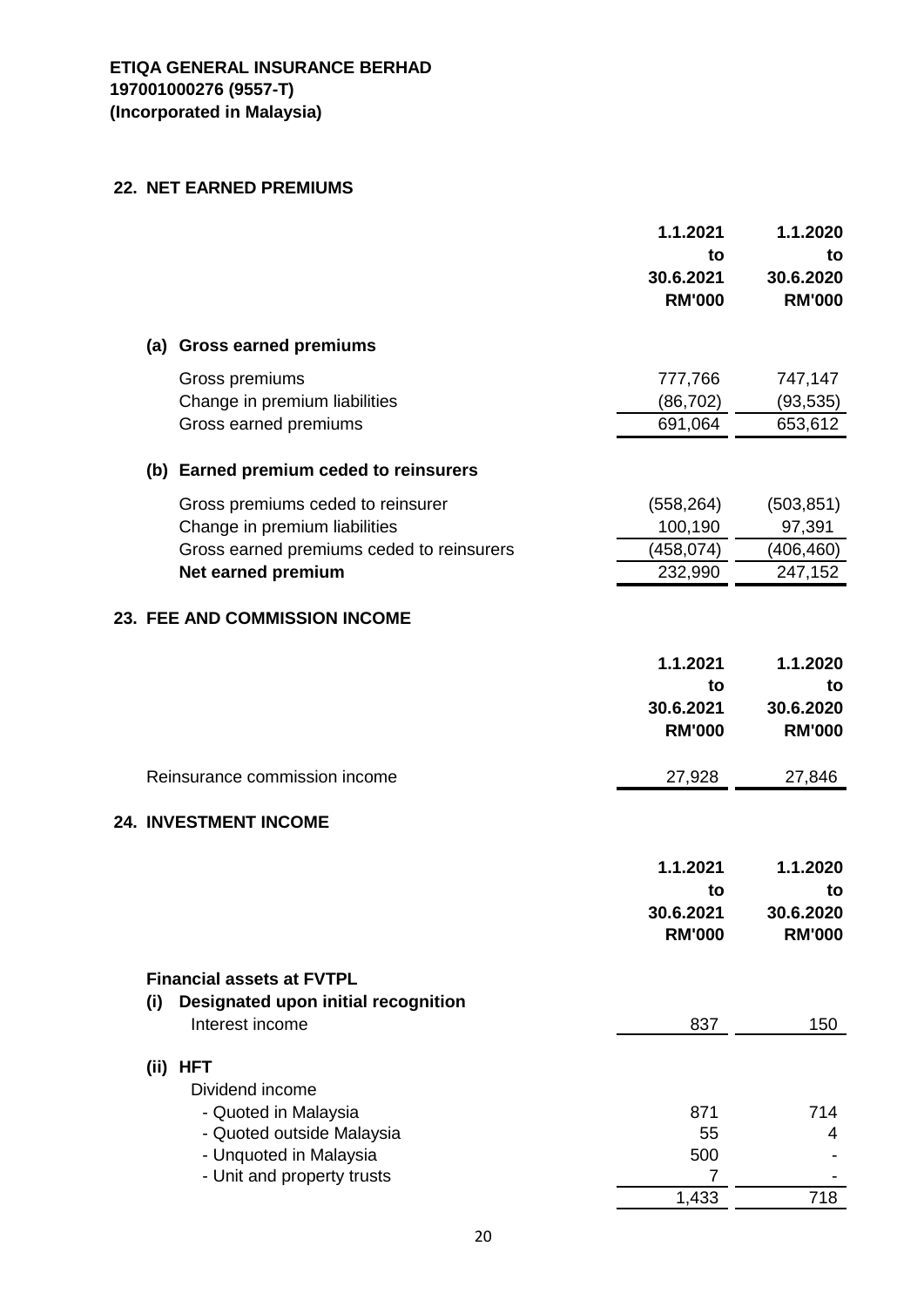**ETIQA GENERAL INSURANCE BERHAD**
**197001000276 (9557-T)**
**(Incorporated in Malaysia)**

## 22. NET EARNED PREMIUMS

| | 1.1.2021 to 30.6.2021 RM'000 | 1.1.2020 to 30.6.2020 RM'000 |
|---|---|---|
| **(a) Gross earned premiums** | | |
| Gross premiums | 777,766 | 747,147 |
| Change in premium liabilities | (86,702) | (93,535) |
| Gross earned premiums | 691,064 | 653,612 |
| **(b) Earned premium ceded to reinsurers** | | |
| Gross premiums ceded to reinsurer | (558,264) | (503,851) |
| Change in premium liabilities | 100,190 | 97,391 |
| Gross earned premiums ceded to reinsurers | (458,074) | (406,460) |
| **Net earned premium** | 232,990 | 247,152 |

## 23. FEE AND COMMISSION INCOME

| | 1.1.2021 to 30.6.2021 RM'000 | 1.1.2020 to 30.6.2020 RM'000 |
|---|---|---|
| Reinsurance commission income | 27,928 | 27,846 |

## 24. INVESTMENT INCOME

| | 1.1.2021 to 30.6.2021 RM'000 | 1.1.2020 to 30.6.2020 RM'000 |
|---|---|---|
| **Financial assets at FVTPL** | | |
| **(i) Designated upon initial recognition** | | |
| Interest income | 837 | 150 |
| **(ii) HFT** | | |
| Dividend income | | |
| - Quoted in Malaysia | 871 | 714 |
| - Quoted outside Malaysia | 55 | 4 |
| - Unquoted in Malaysia | 500 | - |
| - Unit and property trusts | 7 | - |
| | 1,433 | 718 |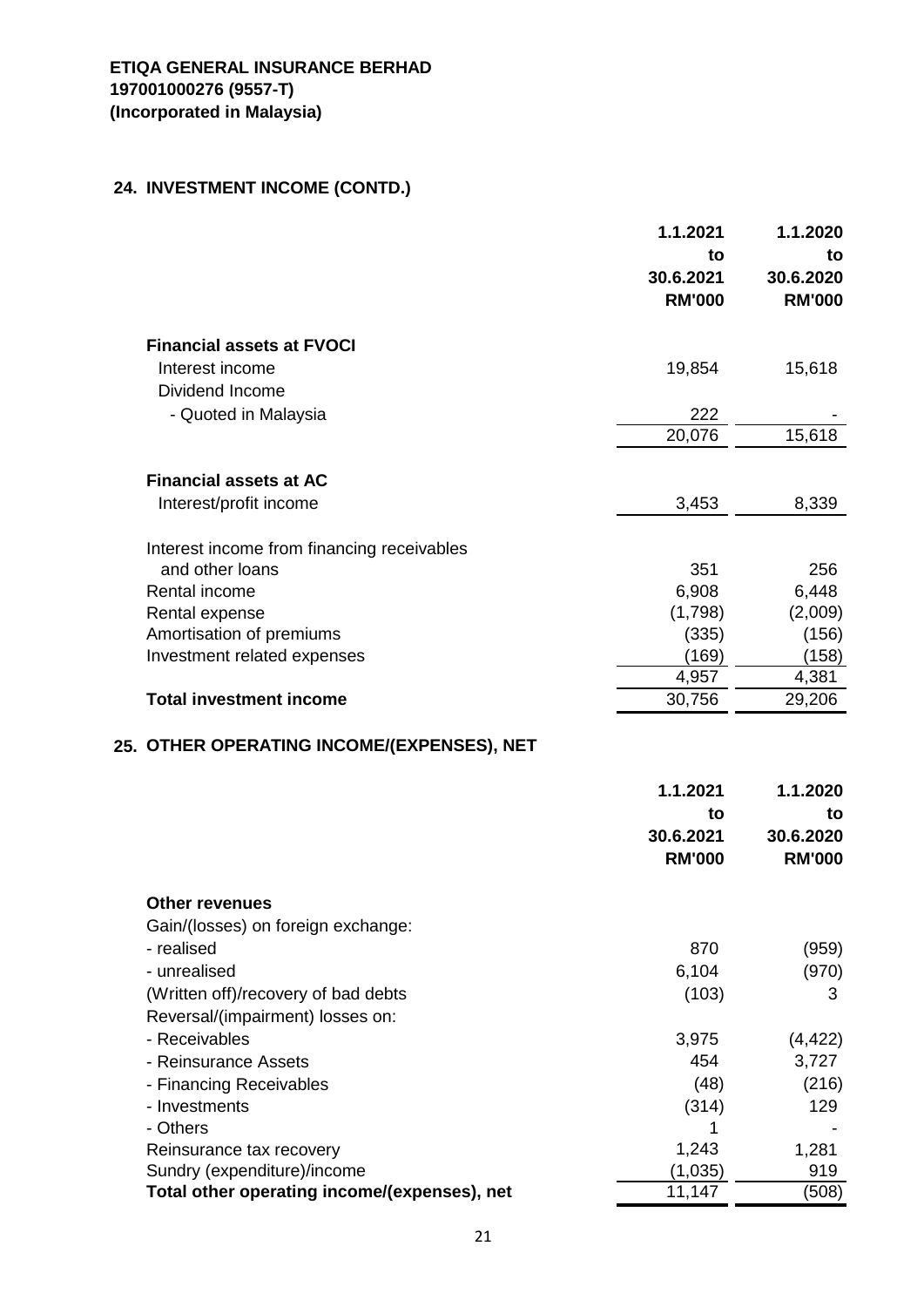**ETIQA GENERAL INSURANCE BERHAD**
**197001000276 (9557-T)**
**(Incorporated in Malaysia)**

## 24. INVESTMENT INCOME (CONTD.)

| | 1.1.2021 to 30.6.2021 RM'000 | 1.1.2020 to 30.6.2020 RM'000 |
|---|---|---|
| **Financial assets at FVOCI** | | |
| Interest income | 19,854 | 15,618 |
| Dividend Income | | |
| - Quoted in Malaysia | 222 | - |
| | 20,076 | 15,618 |
| **Financial assets at AC** | | |
| Interest/profit income | 3,453 | 8,339 |
| Interest income from financing receivables and other loans | 351 | 256 |
| Rental income | 6,908 | 6,448 |
| Rental expense | (1,798) | (2,009) |
| Amortisation of premiums | (335) | (156) |
| Investment related expenses | (169) | (158) |
| | 4,957 | 4,381 |
| **Total investment income** | 30,756 | 29,206 |

## 25. OTHER OPERATING INCOME/(EXPENSES), NET

| | 1.1.2021 to 30.6.2021 RM'000 | 1.1.2020 to 30.6.2020 RM'000 |
|---|---|---|
| **Other revenues** | | |
| Gain/(losses) on foreign exchange: | | |
| - realised | 870 | (959) |
| - unrealised | 6,104 | (970) |
| (Written off)/recovery of bad debts | (103) | 3 |
| Reversal/(impairment) losses on: | | |
| - Receivables | 3,975 | (4,422) |
| - Reinsurance Assets | 454 | 3,727 |
| - Financing Receivables | (48) | (216) |
| - Investments | (314) | 129 |
| - Others | 1 | - |
| Reinsurance tax recovery | 1,243 | 1,281 |
| Sundry (expenditure)/income | (1,035) | 919 |
| **Total other operating income/(expenses), net** | 11,147 | (508) |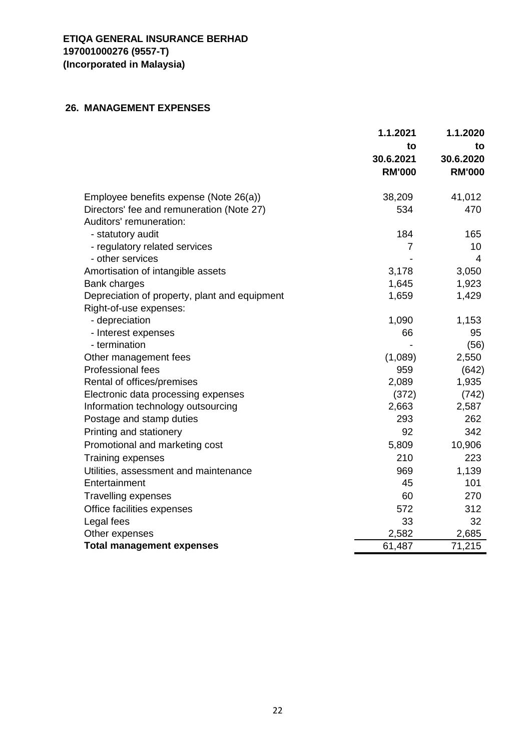**ETIQA GENERAL INSURANCE BERHAD**
**197001000276 (9557-T)**
**(Incorporated in Malaysia)**

## 26. MANAGEMENT EXPENSES

| | 1.1.2021 to 30.6.2021 RM'000 | 1.1.2020 to 30.6.2020 RM'000 |
|---|---|---|
| Employee benefits expense (Note 26(a)) | 38,209 | 41,012 |
| Directors' fee and remuneration (Note 27) | 534 | 470 |
| Auditors' remuneration: | | |
| - statutory audit | 184 | 165 |
| - regulatory related services | 7 | 10 |
| - other services | - | 4 |
| Amortisation of intangible assets | 3,178 | 3,050 |
| Bank charges | 1,645 | 1,923 |
| Depreciation of property, plant and equipment | 1,659 | 1,429 |
| Right-of-use expenses: | | |
| - depreciation | 1,090 | 1,153 |
| - Interest expenses | 66 | 95 |
| - termination | - | (56) |
| Other management fees | (1,089) | 2,550 |
| Professional fees | 959 | (642) |
| Rental of offices/premises | 2,089 | 1,935 |
| Electronic data processing expenses | (372) | (742) |
| Information technology outsourcing | 2,663 | 2,587 |
| Postage and stamp duties | 293 | 262 |
| Printing and stationery | 92 | 342 |
| Promotional and marketing cost | 5,809 | 10,906 |
| Training expenses | 210 | 223 |
| Utilities, assessment and maintenance | 969 | 1,139 |
| Entertainment | 45 | 101 |
| Travelling expenses | 60 | 270 |
| Office facilities expenses | 572 | 312 |
| Legal fees | 33 | 32 |
| Other expenses | 2,582 | 2,685 |
| **Total management expenses** | 61,487 | 71,215 |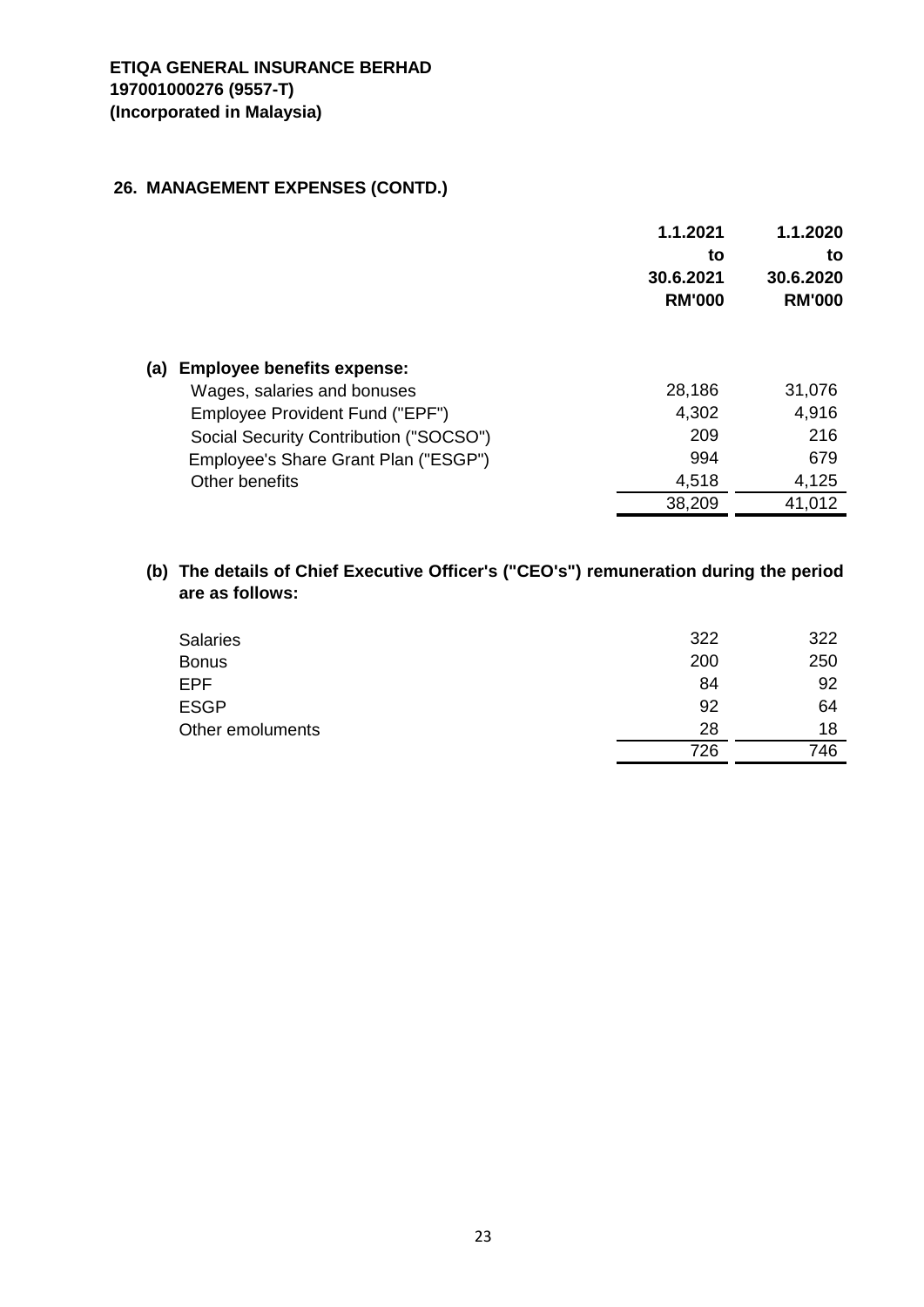**ETIQA GENERAL INSURANCE BERHAD**
**197001000276 (9557-T)**
**(Incorporated in Malaysia)**

## 26. MANAGEMENT EXPENSES (CONTD.)

| | 1.1.2021 to 30.6.2021 RM'000 | 1.1.2020 to 30.6.2020 RM'000 |
|---|---|---|
| **(a) Employee benefits expense:** | | |
| Wages, salaries and bonuses | 28,186 | 31,076 |
| Employee Provident Fund ("EPF") | 4,302 | 4,916 |
| Social Security Contribution ("SOCSO") | 209 | 216 |
| Employee's Share Grant Plan ("ESGP") | 994 | 679 |
| Other benefits | 4,518 | 4,125 |
| | 38,209 | 41,012 |

**(b) The details of Chief Executive Officer's ("CEO's") remuneration during the period are as follows:**

| | 1.1.2021 to 30.6.2021 RM'000 | 1.1.2020 to 30.6.2020 RM'000 |
|---|---|---|
| Salaries | 322 | 322 |
| Bonus | 200 | 250 |
| EPF | 84 | 92 |
| ESGP | 92 | 64 |
| Other emoluments | 28 | 18 |
| | 726 | 746 |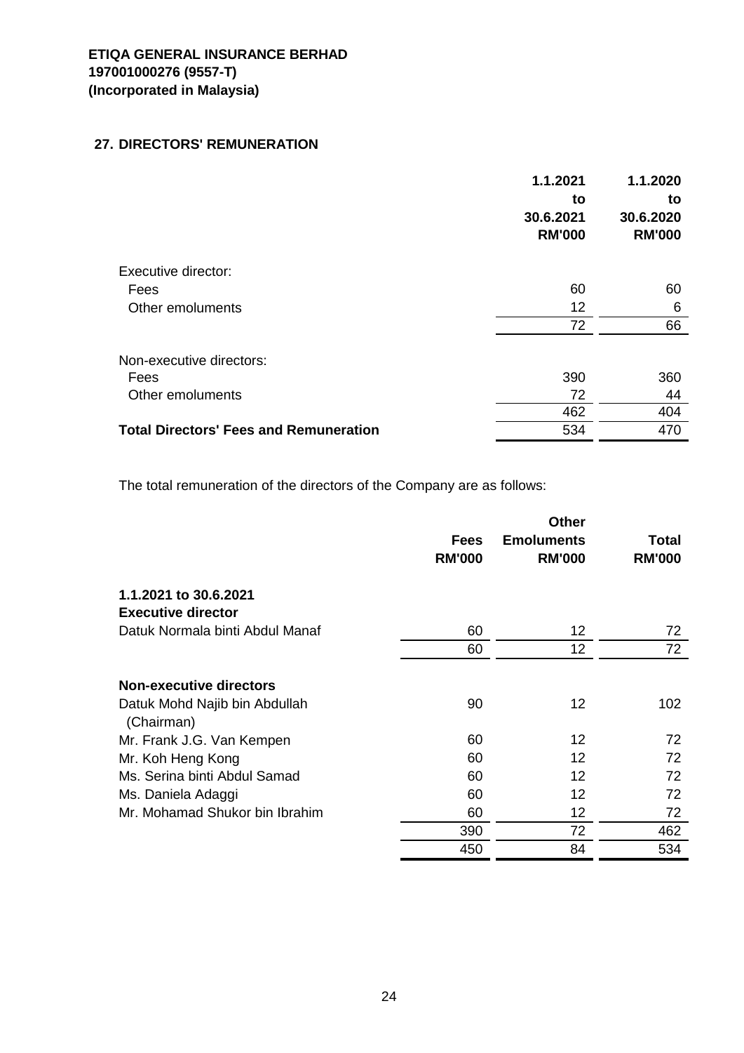**ETIQA GENERAL INSURANCE BERHAD**
**197001000276 (9557-T)**
**(Incorporated in Malaysia)**

## 27. DIRECTORS' REMUNERATION

| | 1.1.2021 to 30.6.2021 RM'000 | 1.1.2020 to 30.6.2020 RM'000 |
|---|---|---|
| Executive director: | | |
| Fees | 60 | 60 |
| Other emoluments | 12 | 6 |
| | 72 | 66 |
| Non-executive directors: | | |
| Fees | 390 | 360 |
| Other emoluments | 72 | 44 |
| | 462 | 404 |
| **Total Directors' Fees and Remuneration** | 534 | 470 |

The total remuneration of the directors of the Company are as follows:

| | Fees RM'000 | Other Emoluments RM'000 | Total RM'000 |
|---|---|---|---|
| **1.1.2021 to 30.6.2021** | | | |
| **Executive director** | | | |
| Datuk Normala binti Abdul Manaf | 60 | 12 | 72 |
| | 60 | 12 | 72 |
| **Non-executive directors** | | | |
| Datuk Mohd Najib bin Abdullah (Chairman) | 90 | 12 | 102 |
| Mr. Frank J.G. Van Kempen | 60 | 12 | 72 |
| Mr. Koh Heng Kong | 60 | 12 | 72 |
| Ms. Serina binti Abdul Samad | 60 | 12 | 72 |
| Ms. Daniela Adaggi | 60 | 12 | 72 |
| Mr. Mohamad Shukor bin Ibrahim | 60 | 12 | 72 |
| | 390 | 72 | 462 |
| | 450 | 84 | 534 |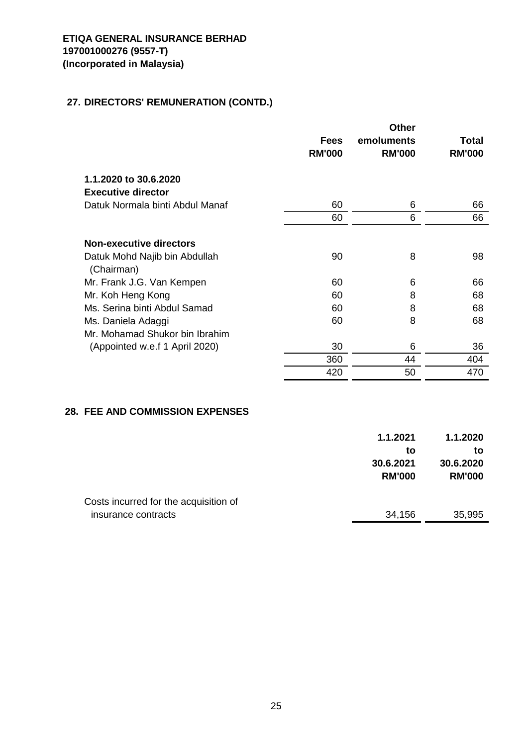**ETIQA GENERAL INSURANCE BERHAD**
**197001000276 (9557-T)**
**(Incorporated in Malaysia)**

## 27. DIRECTORS' REMUNERATION (CONTD.)

| | Fees RM'000 | Other emoluments RM'000 | Total RM'000 |
|---|---|---|---|
| **1.1.2020 to 30.6.2020** | | | |
| **Executive director** | | | |
| Datuk Normala binti Abdul Manaf | 60 | 6 | 66 |
| | 60 | 6 | 66 |
| **Non-executive directors** | | | |
| Datuk Mohd Najib bin Abdullah (Chairman) | 90 | 8 | 98 |
| Mr. Frank J.G. Van Kempen | 60 | 6 | 66 |
| Mr. Koh Heng Kong | 60 | 8 | 68 |
| Ms. Serina binti Abdul Samad | 60 | 8 | 68 |
| Ms. Daniela Adaggi | 60 | 8 | 68 |
| Mr. Mohamad Shukor bin Ibrahim (Appointed w.e.f 1 April 2020) | 30 | 6 | 36 |
| | 360 | 44 | 404 |
| | 420 | 50 | 470 |

## 28. FEE AND COMMISSION EXPENSES

| | 1.1.2021 to 30.6.2021 RM'000 | 1.1.2020 to 30.6.2020 RM'000 |
|---|---|---|
| Costs incurred for the acquisition of insurance contracts | 34,156 | 35,995 |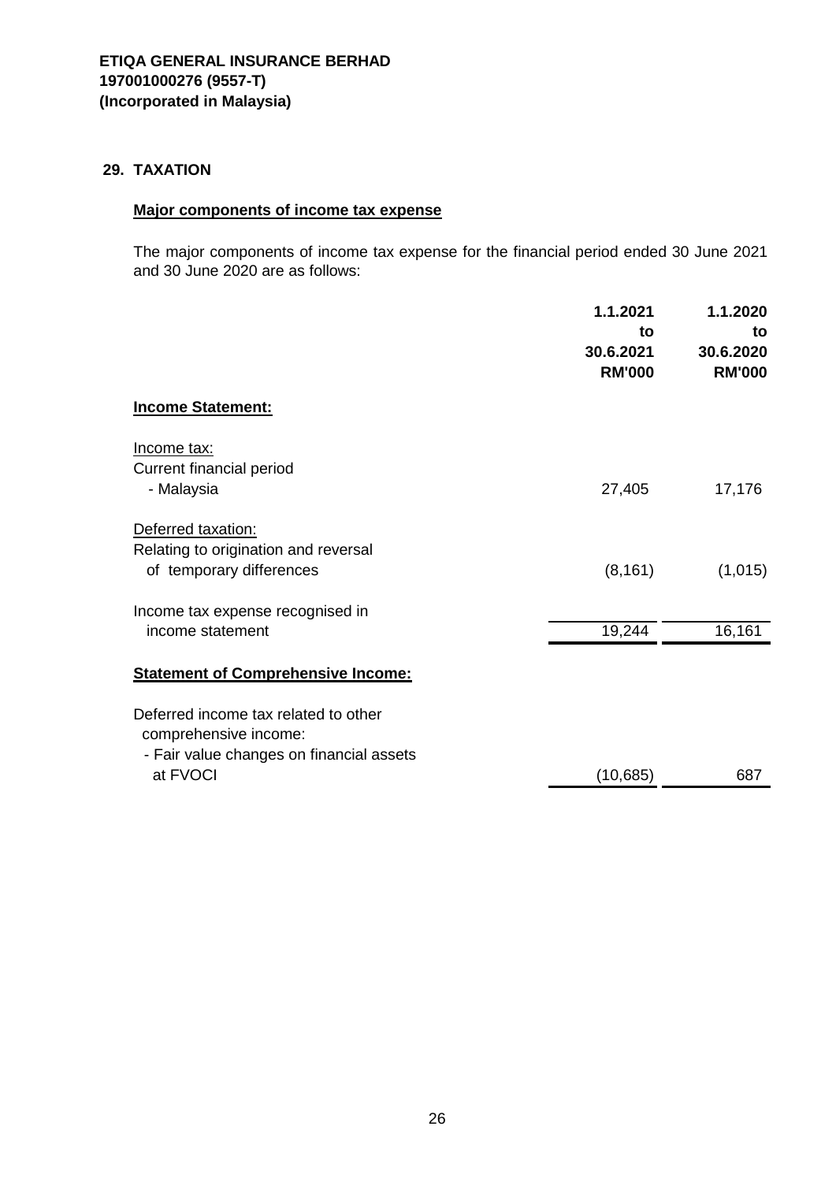**ETIQA GENERAL INSURANCE BERHAD**
**197001000276 (9557-T)**
**(Incorporated in Malaysia)**

## 29. TAXATION

### Major components of income tax expense

The major components of income tax expense for the financial period ended 30 June 2021 and 30 June 2020 are as follows:

| | 1.1.2021 to 30.6.2021 RM'000 | 1.1.2020 to 30.6.2020 RM'000 |
|---|---|---|
| **Income Statement:** | | |
| Income tax: | | |
| Current financial period | | |
| - Malaysia | 27,405 | 17,176 |
| Deferred taxation: | | |
| Relating to origination and reversal of temporary differences | (8,161) | (1,015) |
| Income tax expense recognised in income statement | 19,244 | 16,161 |
| **Statement of Comprehensive Income:** | | |
| Deferred income tax related to other comprehensive income: | | |
| - Fair value changes on financial assets at FVOCI | (10,685) | 687 |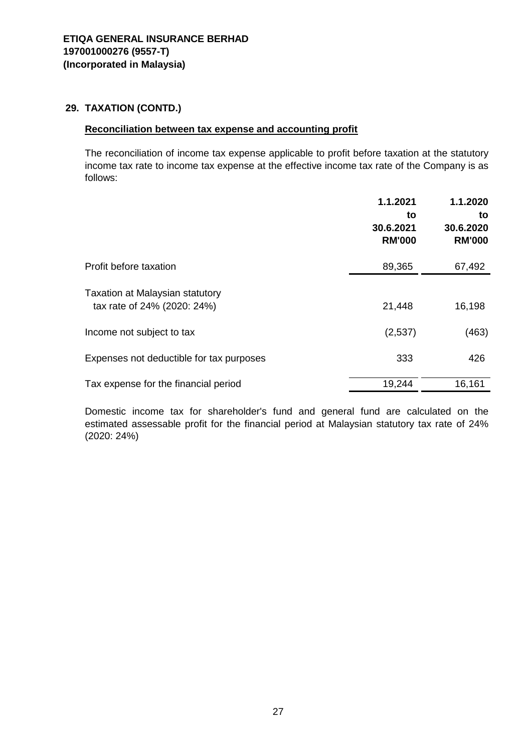**ETIQA GENERAL INSURANCE BERHAD**
**197001000276 (9557-T)**
**(Incorporated in Malaysia)**

## 29. TAXATION (CONTD.)

**Reconciliation between tax expense and accounting profit**

The reconciliation of income tax expense applicable to profit before taxation at the statutory income tax rate to income tax expense at the effective income tax rate of the Company is as follows:

| | 1.1.2021 to 30.6.2021 RM'000 | 1.1.2020 to 30.6.2020 RM'000 |
|---|---|---|
| Profit before taxation | 89,365 | 67,492 |
| Taxation at Malaysian statutory tax rate of 24% (2020: 24%) | 21,448 | 16,198 |
| Income not subject to tax | (2,537) | (463) |
| Expenses not deductible for tax purposes | 333 | 426 |
| Tax expense for the financial period | 19,244 | 16,161 |

Domestic income tax for shareholder's fund and general fund are calculated on the estimated assessable profit for the financial period at Malaysian statutory tax rate of 24% (2020: 24%)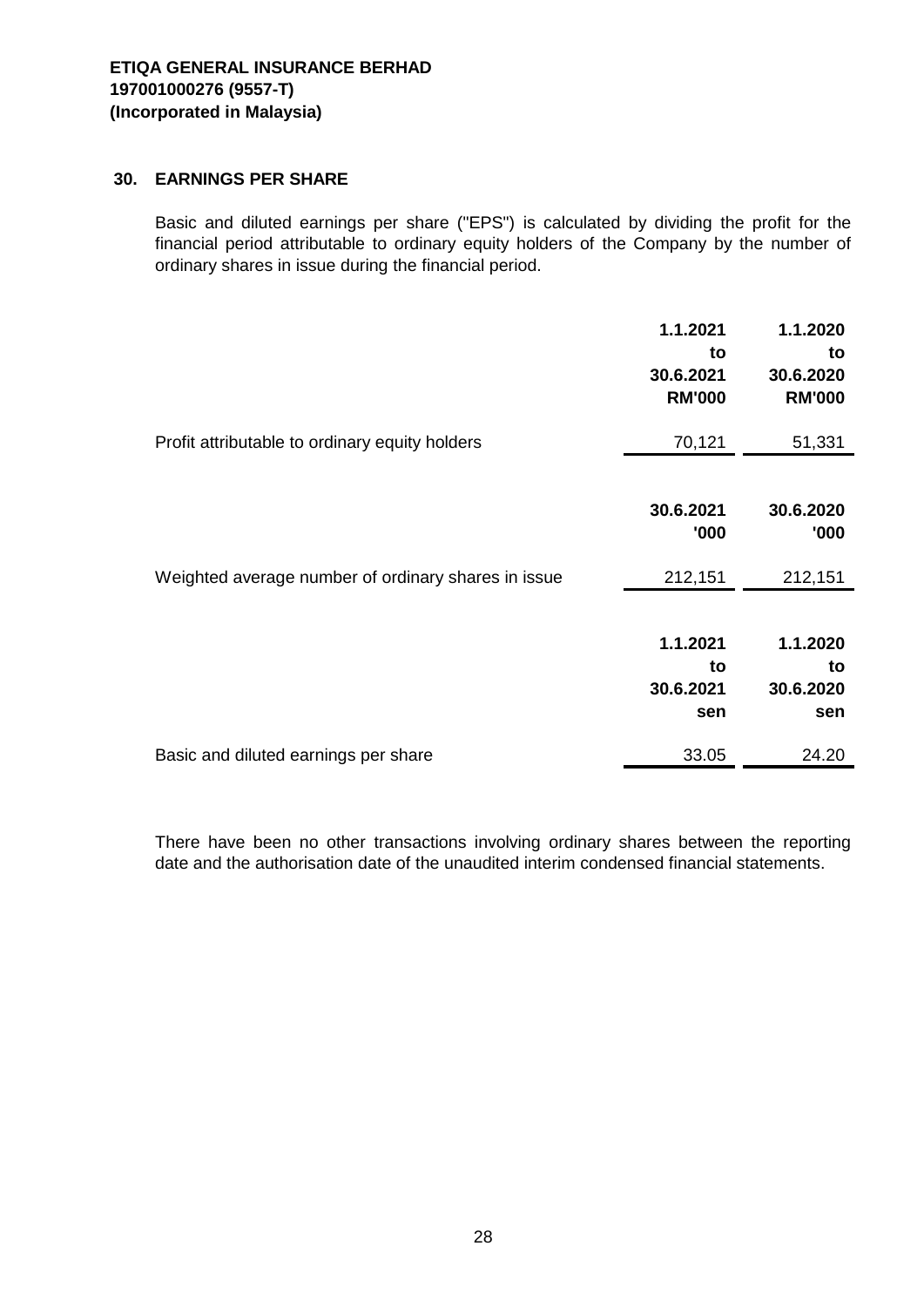**ETIQA GENERAL INSURANCE BERHAD**
**197001000276 (9557-T)**
**(Incorporated in Malaysia)**

## 30. EARNINGS PER SHARE

Basic and diluted earnings per share ("EPS") is calculated by dividing the profit for the financial period attributable to ordinary equity holders of the Company by the number of ordinary shares in issue during the financial period.

| | **1.1.2021 to 30.6.2021 RM'000** | **1.1.2020 to 30.6.2020 RM'000** |
|---|---|---|
| Profit attributable to ordinary equity holders | 70,121 | 51,331 |

| | **30.6.2021 '000** | **30.6.2020 '000** |
|---|---|---|
| Weighted average number of ordinary shares in issue | 212,151 | 212,151 |

| | **1.1.2021 to 30.6.2021 sen** | **1.1.2020 to 30.6.2020 sen** |
|---|---|---|
| Basic and diluted earnings per share | 33.05 | 24.20 |

There have been no other transactions involving ordinary shares between the reporting date and the authorisation date of the unaudited interim condensed financial statements.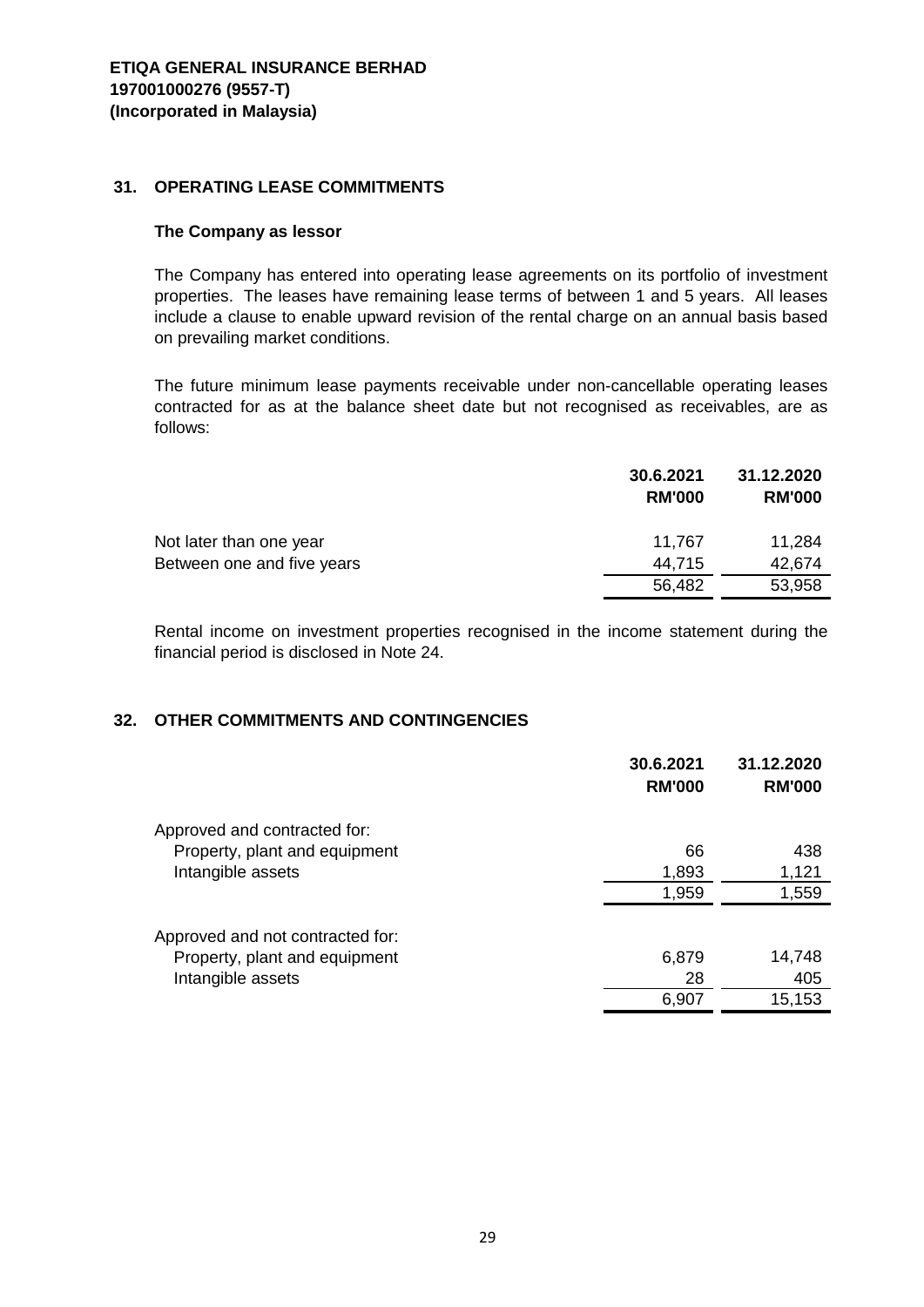## 31. OPERATING LEASE COMMITMENTS

### The Company as lessor

The Company has entered into operating lease agreements on its portfolio of investment properties. The leases have remaining lease terms of between 1 and 5 years. All leases include a clause to enable upward revision of the rental charge on an annual basis based on prevailing market conditions.

The future minimum lease payments receivable under non-cancellable operating leases contracted for as at the balance sheet date but not recognised as receivables, are as follows:

| | 30.6.2021 RM'000 | 31.12.2020 RM'000 |
|---|---|---|
| Not later than one year | 11,767 | 11,284 |
| Between one and five years | 44,715 | 42,674 |
| | 56,482 | 53,958 |

Rental income on investment properties recognised in the income statement during the financial period is disclosed in Note 24.

## 32. OTHER COMMITMENTS AND CONTINGENCIES

| | 30.6.2021 RM'000 | 31.12.2020 RM'000 |
|---|---|---|
| Approved and contracted for: | | |
| Property, plant and equipment | 66 | 438 |
| Intangible assets | 1,893 | 1,121 |
| | 1,959 | 1,559 |
| Approved and not contracted for: | | |
| Property, plant and equipment | 6,879 | 14,748 |
| Intangible assets | 28 | 405 |
| | 6,907 | 15,153 |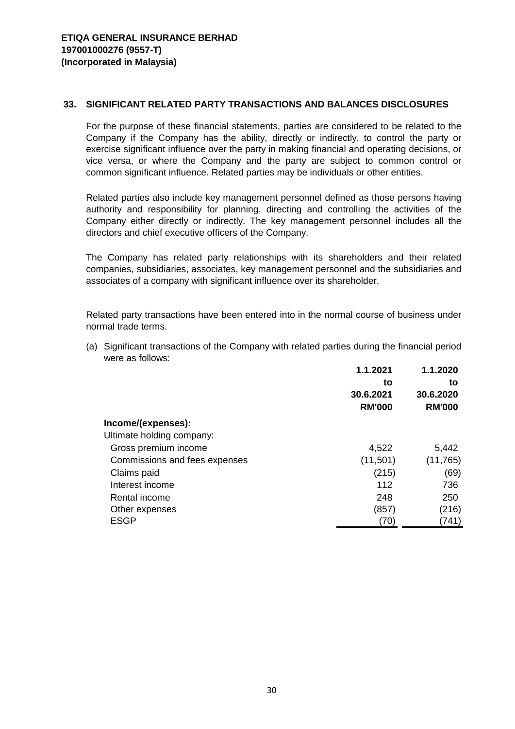**ETIQA GENERAL INSURANCE BERHAD**
**197001000276 (9557-T)**
**(Incorporated in Malaysia)**

## 33. SIGNIFICANT RELATED PARTY TRANSACTIONS AND BALANCES DISCLOSURES

For the purpose of these financial statements, parties are considered to be related to the Company if the Company has the ability, directly or indirectly, to control the party or exercise significant influence over the party in making financial and operating decisions, or vice versa, or where the Company and the party are subject to common control or common significant influence. Related parties may be individuals or other entities.

Related parties also include key management personnel defined as those persons having authority and responsibility for planning, directing and controlling the activities of the Company either directly or indirectly. The key management personnel includes all the directors and chief executive officers of the Company.

The Company has related party relationships with its shareholders and their related companies, subsidiaries, associates, key management personnel and the subsidiaries and associates of a company with significant influence over its shareholder.

Related party transactions have been entered into in the normal course of business under normal trade terms.

(a) Significant transactions of the Company with related parties during the financial period were as follows:

| | 1.1.2021 to 30.6.2021 RM'000 | 1.1.2020 to 30.6.2020 RM'000 |
|---|---|---|
| **Income/(expenses):** | | |
| Ultimate holding company: | | |
| Gross premium income | 4,522 | 5,442 |
| Commissions and fees expenses | (11,501) | (11,765) |
| Claims paid | (215) | (69) |
| Interest income | 112 | 736 |
| Rental income | 248 | 250 |
| Other expenses | (857) | (216) |
| ESGP | (70) | (741) |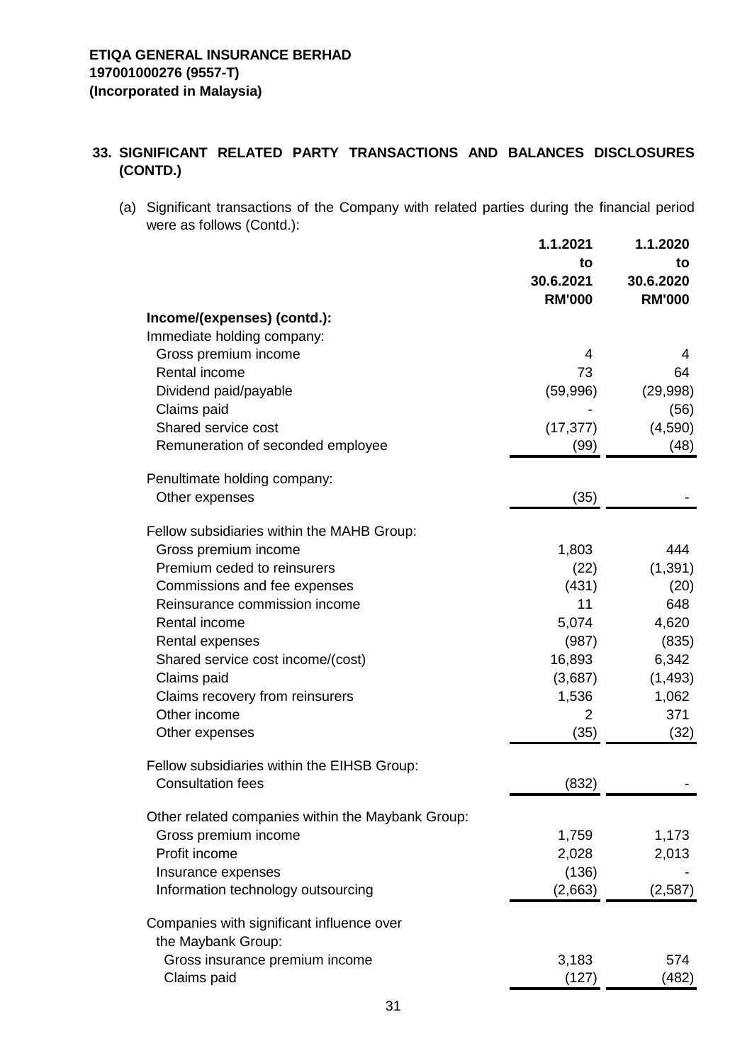**ETIQA GENERAL INSURANCE BERHAD**
**197001000276 (9557-T)**
**(Incorporated in Malaysia)**

## 33. SIGNIFICANT RELATED PARTY TRANSACTIONS AND BALANCES DISCLOSURES (CONTD.)

(a) Significant transactions of the Company with related parties during the financial period were as follows (Contd.):

| | 1.1.2021 to 30.6.2021 RM'000 | 1.1.2020 to 30.6.2020 RM'000 |
|---|---|---|
| **Income/(expenses) (contd.):** | | |
| Immediate holding company: | | |
| Gross premium income | 4 | 4 |
| Rental income | 73 | 64 |
| Dividend paid/payable | (59,996) | (29,998) |
| Claims paid | - | (56) |
| Shared service cost | (17,377) | (4,590) |
| Remuneration of seconded employee | (99) | (48) |
| Penultimate holding company: | | |
| Other expenses | (35) | - |
| Fellow subsidiaries within the MAHB Group: | | |
| Gross premium income | 1,803 | 444 |
| Premium ceded to reinsurers | (22) | (1,391) |
| Commissions and fee expenses | (431) | (20) |
| Reinsurance commission income | 11 | 648 |
| Rental income | 5,074 | 4,620 |
| Rental expenses | (987) | (835) |
| Shared service cost income/(cost) | 16,893 | 6,342 |
| Claims paid | (3,687) | (1,493) |
| Claims recovery from reinsurers | 1,536 | 1,062 |
| Other income | 2 | 371 |
| Other expenses | (35) | (32) |
| Fellow subsidiaries within the EIHSB Group: | | |
| Consultation fees | (832) | - |
| Other related companies within the Maybank Group: | | |
| Gross premium income | 1,759 | 1,173 |
| Profit income | 2,028 | 2,013 |
| Insurance expenses | (136) | - |
| Information technology outsourcing | (2,663) | (2,587) |
| Companies with significant influence over the Maybank Group: | | |
| Gross insurance premium income | 3,183 | 574 |
| Claims paid | (127) | (482) |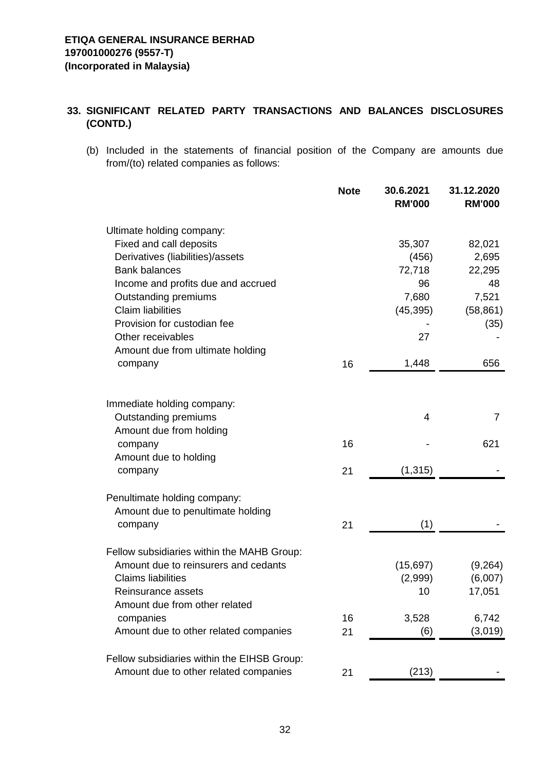**ETIQA GENERAL INSURANCE BERHAD**
**197001000276 (9557-T)**
**(Incorporated in Malaysia)**

## 33. SIGNIFICANT RELATED PARTY TRANSACTIONS AND BALANCES DISCLOSURES (CONTD.)

(b) Included in the statements of financial position of the Company are amounts due from/(to) related companies as follows:

| | Note | 30.6.2021 RM'000 | 31.12.2020 RM'000 |
|---|---|---|---|
| Ultimate holding company: | | | |
| Fixed and call deposits | | 35,307 | 82,021 |
| Derivatives (liabilities)/assets | | (456) | 2,695 |
| Bank balances | | 72,718 | 22,295 |
| Income and profits due and accrued | | 96 | 48 |
| Outstanding premiums | | 7,680 | 7,521 |
| Claim liabilities | | (45,395) | (58,861) |
| Provision for custodian fee | | - | (35) |
| Other receivables | | 27 | - |
| Amount due from ultimate holding company | 16 | 1,448 | 656 |
| Immediate holding company: | | | |
| Outstanding premiums | | 4 | 7 |
| Amount due from holding company | 16 | - | 621 |
| Amount due to holding company | 21 | (1,315) | - |
| Penultimate holding company: | | | |
| Amount due to penultimate holding company | 21 | (1) | - |
| Fellow subsidiaries within the MAHB Group: | | | |
| Amount due to reinsurers and cedants | | (15,697) | (9,264) |
| Claims liabilities | | (2,999) | (6,007) |
| Reinsurance assets | | 10 | 17,051 |
| Amount due from other related companies | 16 | 3,528 | 6,742 |
| Amount due to other related companies | 21 | (6) | (3,019) |
| Fellow subsidiaries within the EIHSB Group: | | | |
| Amount due to other related companies | 21 | (213) | - |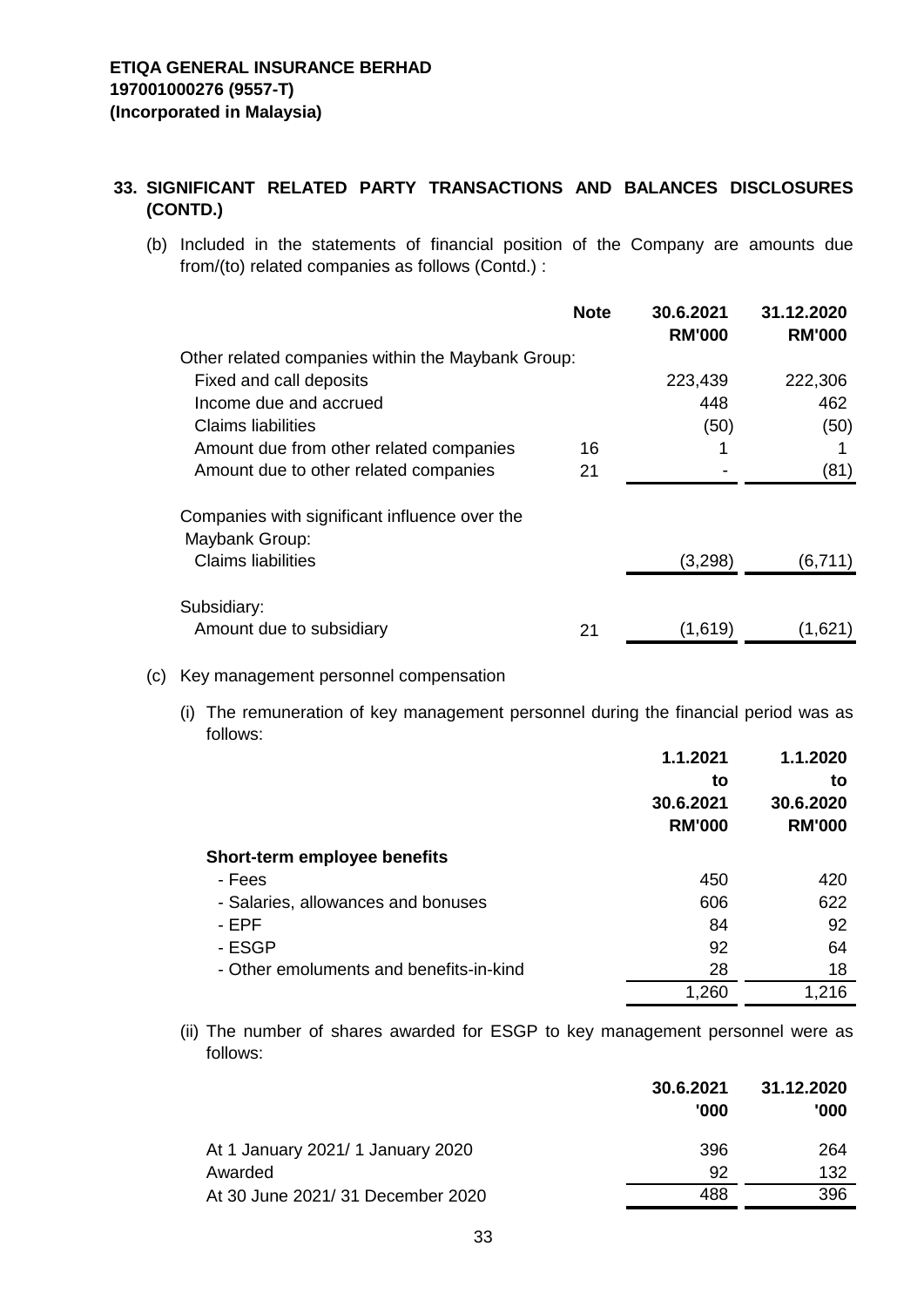**ETIQA GENERAL INSURANCE BERHAD**
**197001000276 (9557-T)**
**(Incorporated in Malaysia)**

## 33. SIGNIFICANT RELATED PARTY TRANSACTIONS AND BALANCES DISCLOSURES (CONTD.)

(b) Included in the statements of financial position of the Company are amounts due from/(to) related companies as follows (Contd.) :

| | Note | 30.6.2021 RM'000 | 31.12.2020 RM'000 |
|---|---|---|---|
| Other related companies within the Maybank Group: | | | |
| Fixed and call deposits | | 223,439 | 222,306 |
| Income due and accrued | | 448 | 462 |
| Claims liabilities | | (50) | (50) |
| Amount due from other related companies | 16 | 1 | 1 |
| Amount due to other related companies | 21 | - | (81) |
| Companies with significant influence over the Maybank Group: | | | |
| Claims liabilities | | (3,298) | (6,711) |
| Subsidiary: | | | |
| Amount due to subsidiary | 21 | (1,619) | (1,621) |

(c) Key management personnel compensation

(i) The remuneration of key management personnel during the financial period was as follows:

| | 1.1.2021 to 30.6.2021 RM'000 | 1.1.2020 to 30.6.2020 RM'000 |
|---|---|---|
| **Short-term employee benefits** | | |
| - Fees | 450 | 420 |
| - Salaries, allowances and bonuses | 606 | 622 |
| - EPF | 84 | 92 |
| - ESGP | 92 | 64 |
| - Other emoluments and benefits-in-kind | 28 | 18 |
| | 1,260 | 1,216 |

(ii) The number of shares awarded for ESGP to key management personnel were as follows:

| | 30.6.2021 '000 | 31.12.2020 '000 |
|---|---|---|
| At 1 January 2021/ 1 January 2020 | 396 | 264 |
| Awarded | 92 | 132 |
| At 30 June 2021/ 31 December 2020 | 488 | 396 |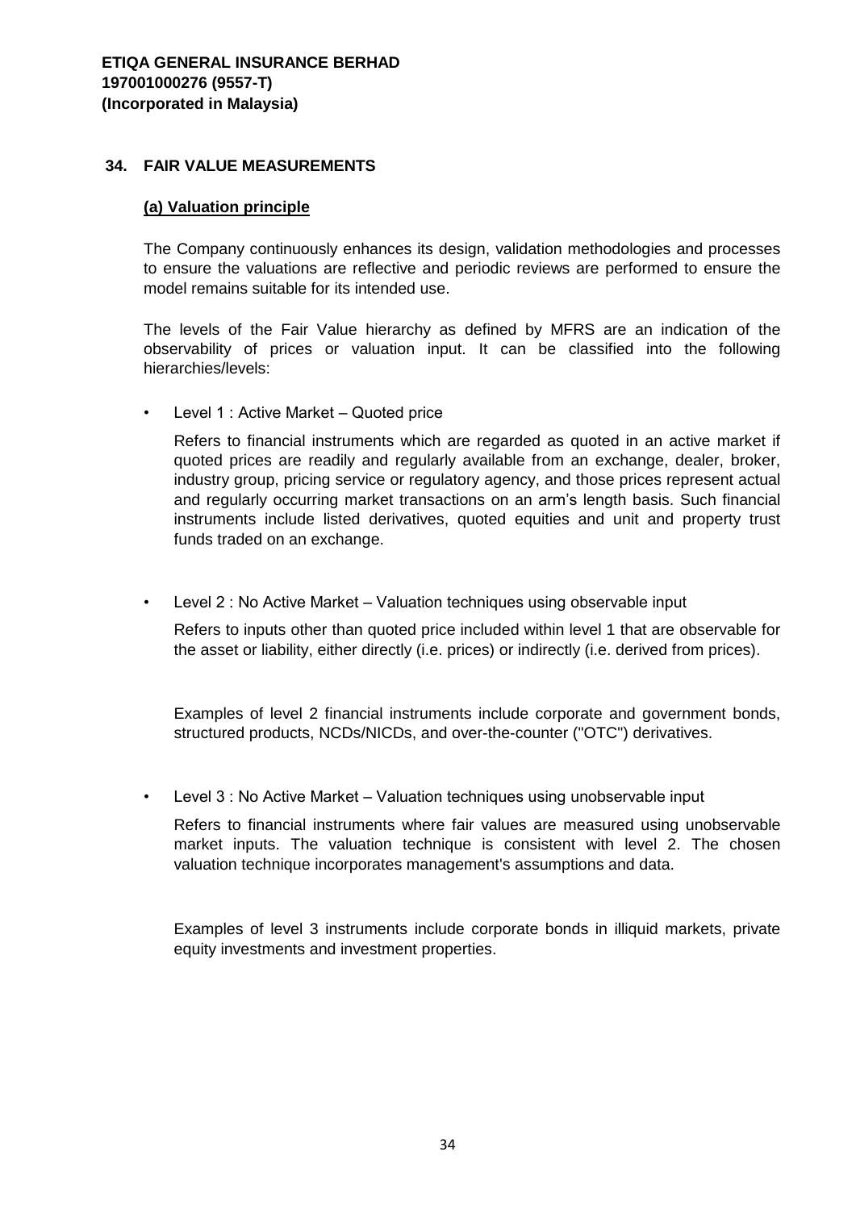**ETIQA GENERAL INSURANCE BERHAD**
**197001000276 (9557-T)**
**(Incorporated in Malaysia)**

## 34. FAIR VALUE MEASUREMENTS

### (a) Valuation principle

The Company continuously enhances its design, validation methodologies and processes to ensure the valuations are reflective and periodic reviews are performed to ensure the model remains suitable for its intended use.

The levels of the Fair Value hierarchy as defined by MFRS are an indication of the observability of prices or valuation input. It can be classified into the following hierarchies/levels:

- Level 1 : Active Market – Quoted price

  Refers to financial instruments which are regarded as quoted in an active market if quoted prices are readily and regularly available from an exchange, dealer, broker, industry group, pricing service or regulatory agency, and those prices represent actual and regularly occurring market transactions on an arm's length basis. Such financial instruments include listed derivatives, quoted equities and unit and property trust funds traded on an exchange.

- Level 2 : No Active Market – Valuation techniques using observable input

  Refers to inputs other than quoted price included within level 1 that are observable for the asset or liability, either directly (i.e. prices) or indirectly (i.e. derived from prices).

  Examples of level 2 financial instruments include corporate and government bonds, structured products, NCDs/NICDs, and over-the-counter ("OTC") derivatives.

- Level 3 : No Active Market – Valuation techniques using unobservable input

  Refers to financial instruments where fair values are measured using unobservable market inputs. The valuation technique is consistent with level 2. The chosen valuation technique incorporates management's assumptions and data.

  Examples of level 3 instruments include corporate bonds in illiquid markets, private equity investments and investment properties.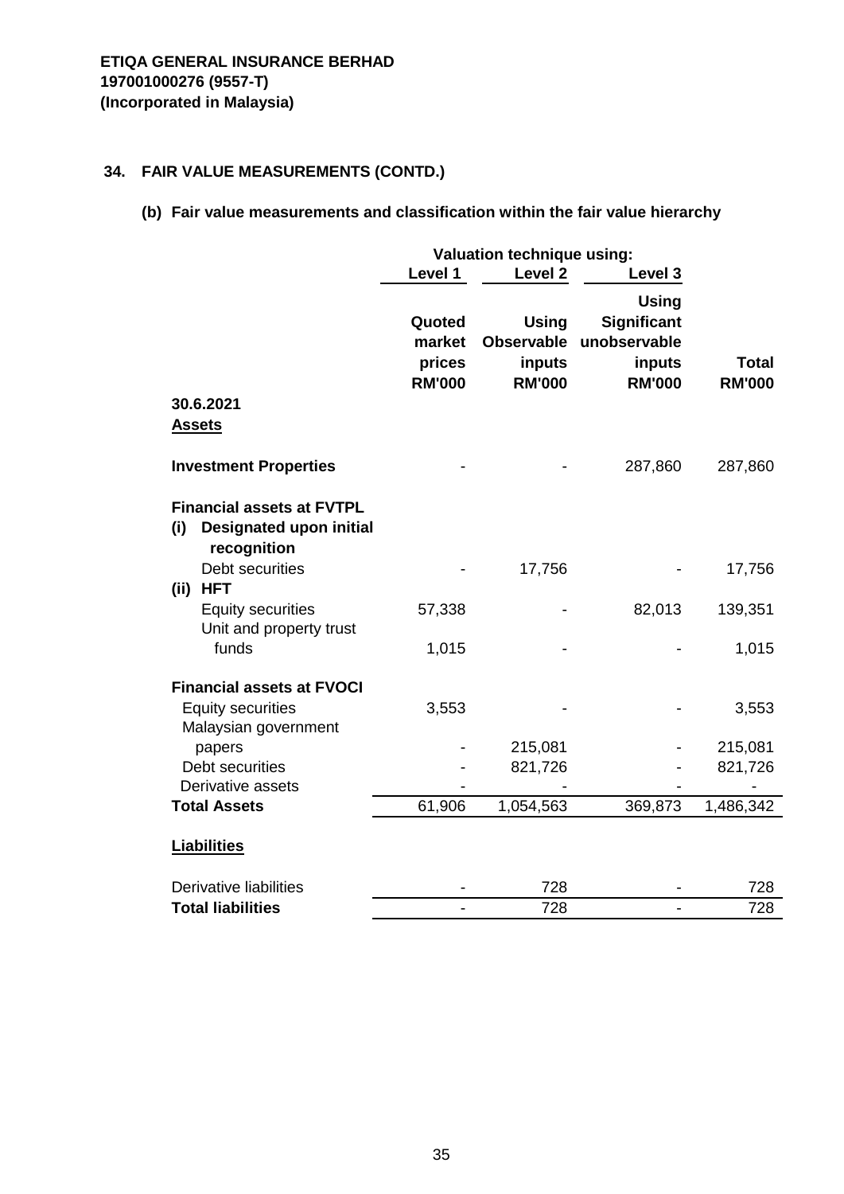**ETIQA GENERAL INSURANCE BERHAD**
**197001000276 (9557-T)**
**(Incorporated in Malaysia)**

## 34. FAIR VALUE MEASUREMENTS (CONTD.)

### (b) Fair value measurements and classification within the fair value hierarchy

| | Valuation technique using: | | | |
|---|---|---|---|---|
| | **Level 1** | **Level 2** | **Level 3** | |
| | **Quoted market prices RM'000** | **Using Observable inputs RM'000** | **Using Significant unobservable inputs RM'000** | **Total RM'000** |
| **30.6.2021** | | | | |
| **Assets** | | | | |
| **Investment Properties** | - | - | 287,860 | 287,860 |
| **Financial assets at FVTPL** | | | | |
| **(i) Designated upon initial recognition** | | | | |
| Debt securities | - | 17,756 | - | 17,756 |
| **(ii) HFT** | | | | |
| Equity securities | 57,338 | - | 82,013 | 139,351 |
| Unit and property trust funds | 1,015 | - | - | 1,015 |
| **Financial assets at FVOCI** | | | | |
| Equity securities | 3,553 | - | - | 3,553 |
| Malaysian government papers | - | 215,081 | - | 215,081 |
| Debt securities | - | 821,726 | - | 821,726 |
| Derivative assets | - | - | - | - |
| **Total Assets** | 61,906 | 1,054,563 | 369,873 | 1,486,342 |
| **Liabilities** | | | | |
| Derivative liabilities | - | 728 | - | 728 |
| **Total liabilities** | - | 728 | - | 728 |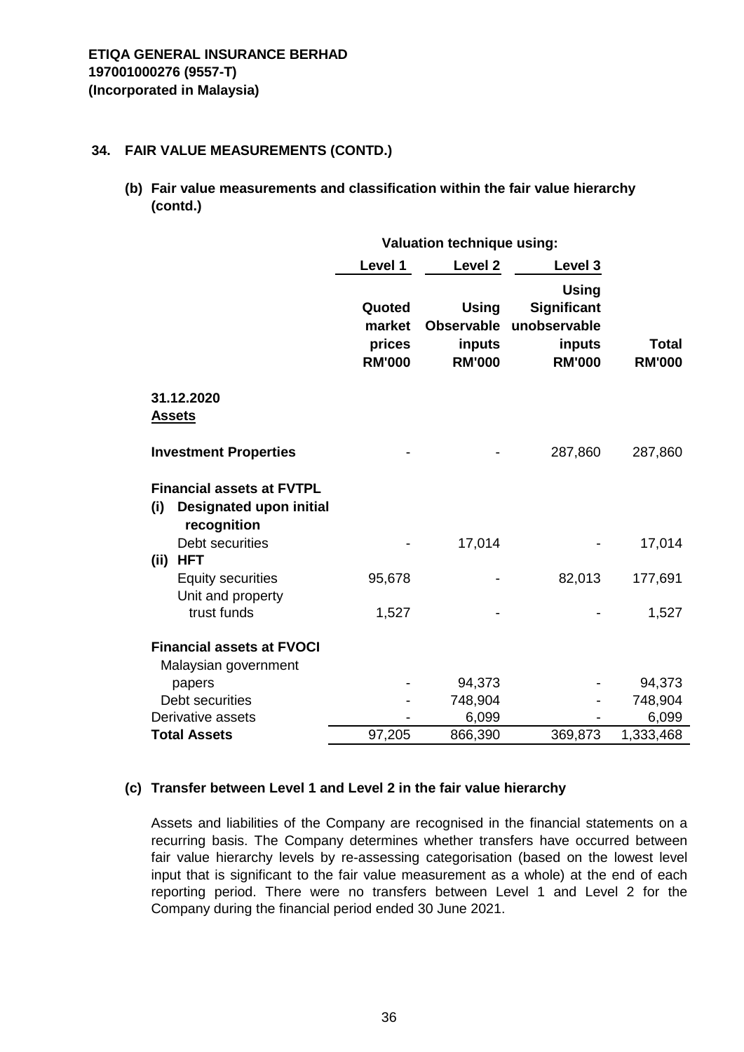**ETIQA GENERAL INSURANCE BERHAD**
**197001000276 (9557-T)**
**(Incorporated in Malaysia)**

## 34. FAIR VALUE MEASUREMENTS (CONTD.)

### (b) Fair value measurements and classification within the fair value hierarchy (contd.)

| | Valuation technique using: | | | |
|---|---|---|---|---|
| | **Level 1** | **Level 2** | **Level 3** | |
| | **Quoted market prices RM'000** | **Using Observable inputs RM'000** | **Using Significant unobservable inputs RM'000** | **Total RM'000** |
| **31.12.2020** | | | | |
| **Assets** | | | | |
| **Investment Properties** | - | - | 287,860 | 287,860 |
| **Financial assets at FVTPL** | | | | |
| **(i) Designated upon initial recognition** | | | | |
| Debt securities | - | 17,014 | - | 17,014 |
| **(ii) HFT** | | | | |
| Equity securities | 95,678 | - | 82,013 | 177,691 |
| Unit and property trust funds | 1,527 | - | - | 1,527 |
| **Financial assets at FVOCI** | | | | |
| Malaysian government papers | - | 94,373 | - | 94,373 |
| Debt securities | - | 748,904 | - | 748,904 |
| Derivative assets | - | 6,099 | - | 6,099 |
| **Total Assets** | 97,205 | 866,390 | 369,873 | 1,333,468 |

### (c) Transfer between Level 1 and Level 2 in the fair value hierarchy

Assets and liabilities of the Company are recognised in the financial statements on a recurring basis. The Company determines whether transfers have occurred between fair value hierarchy levels by re-assessing categorisation (based on the lowest level input that is significant to the fair value measurement as a whole) at the end of each reporting period. There were no transfers between Level 1 and Level 2 for the Company during the financial period ended 30 June 2021.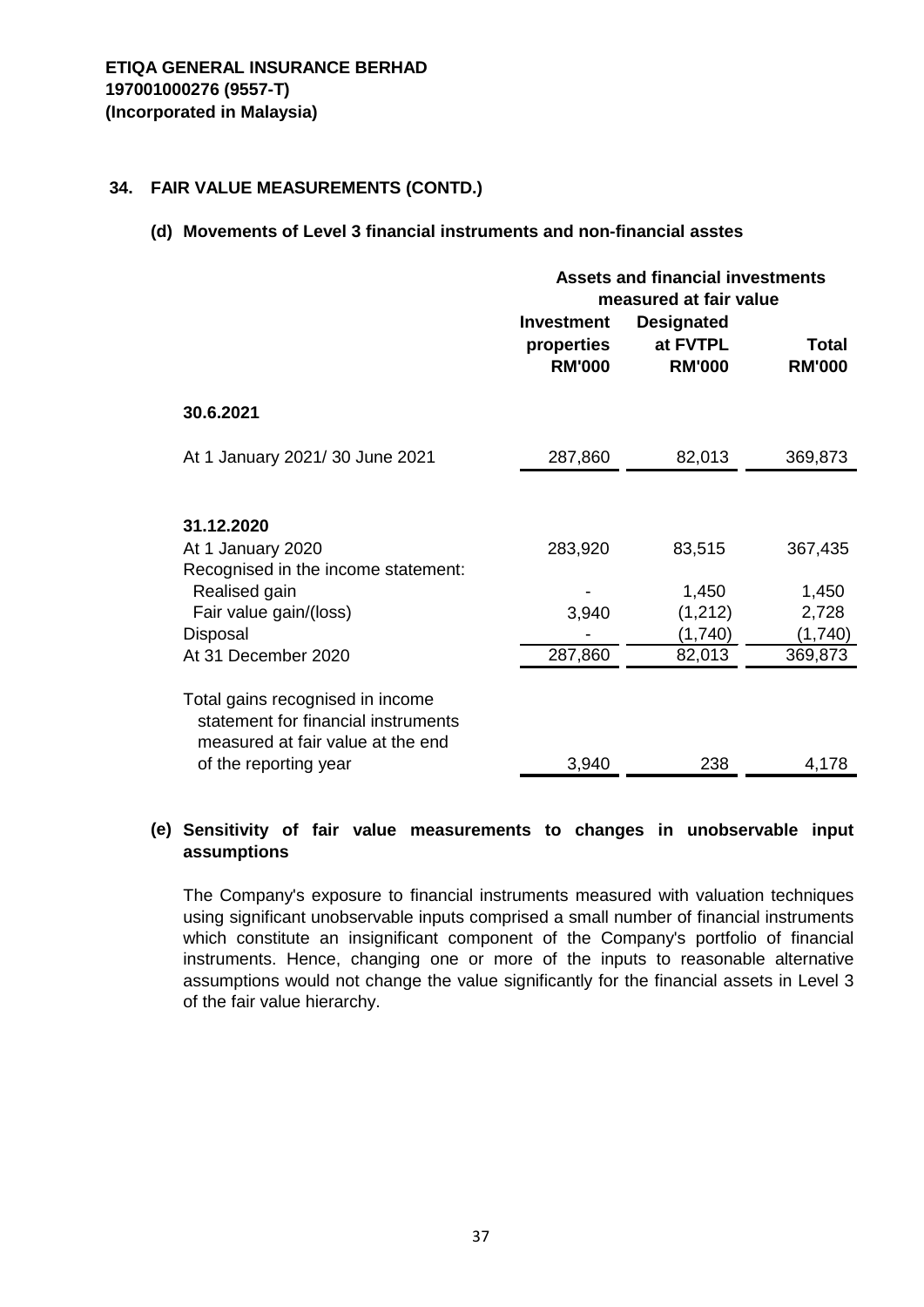**ETIQA GENERAL INSURANCE BERHAD**
**197001000276 (9557-T)**
**(Incorporated in Malaysia)**

## 34. FAIR VALUE MEASUREMENTS (CONTD.)

### (d) Movements of Level 3 financial instruments and non-financial asstes

| | Assets and financial investments measured at fair value | | |
|---|---|---|---|
| | **Investment properties RM'000** | **Designated at FVTPL RM'000** | **Total RM'000** |
| **30.6.2021** | | | |
| At 1 January 2021/ 30 June 2021 | 287,860 | 82,013 | 369,873 |
| | | | |
| **31.12.2020** | | | |
| At 1 January 2020 | 283,920 | 83,515 | 367,435 |
| Recognised in the income statement: | | | |
| Realised gain | - | 1,450 | 1,450 |
| Fair value gain/(loss) | 3,940 | (1,212) | 2,728 |
| Disposal | - | (1,740) | (1,740) |
| At 31 December 2020 | 287,860 | 82,013 | 369,873 |
| | | | |
| Total gains recognised in income statement for financial instruments measured at fair value at the end of the reporting year | 3,940 | 238 | 4,178 |

### (e) Sensitivity of fair value measurements to changes in unobservable input assumptions

The Company's exposure to financial instruments measured with valuation techniques using significant unobservable inputs comprised a small number of financial instruments which constitute an insignificant component of the Company's portfolio of financial instruments. Hence, changing one or more of the inputs to reasonable alternative assumptions would not change the value significantly for the financial assets in Level 3 of the fair value hierarchy.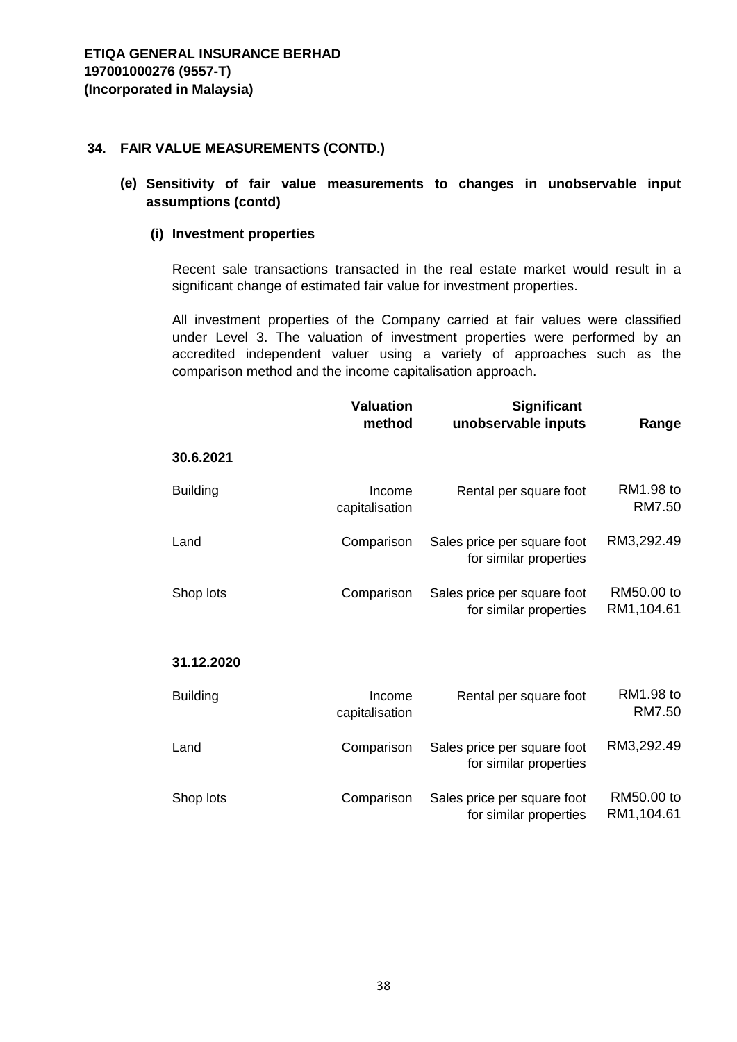**ETIQA GENERAL INSURANCE BERHAD**
**197001000276 (9557-T)**
**(Incorporated in Malaysia)**

## 34. FAIR VALUE MEASUREMENTS (CONTD.)

### (e) Sensitivity of fair value measurements to changes in unobservable input assumptions (contd)

#### (i) Investment properties

Recent sale transactions transacted in the real estate market would result in a significant change of estimated fair value for investment properties.

All investment properties of the Company carried at fair values were classified under Level 3. The valuation of investment properties were performed by an accredited independent valuer using a variety of approaches such as the comparison method and the income capitalisation approach.

| | Valuation method | Significant unobservable inputs | Range |
|---|---|---|---|
| **30.6.2021** | | | |
| Building | Income capitalisation | Rental per square foot | RM1.98 to RM7.50 |
| Land | Comparison | Sales price per square foot for similar properties | RM3,292.49 |
| Shop lots | Comparison | Sales price per square foot for similar properties | RM50.00 to RM1,104.61 |
| **31.12.2020** | | | |
| Building | Income capitalisation | Rental per square foot | RM1.98 to RM7.50 |
| Land | Comparison | Sales price per square foot for similar properties | RM3,292.49 |
| Shop lots | Comparison | Sales price per square foot for similar properties | RM50.00 to RM1,104.61 |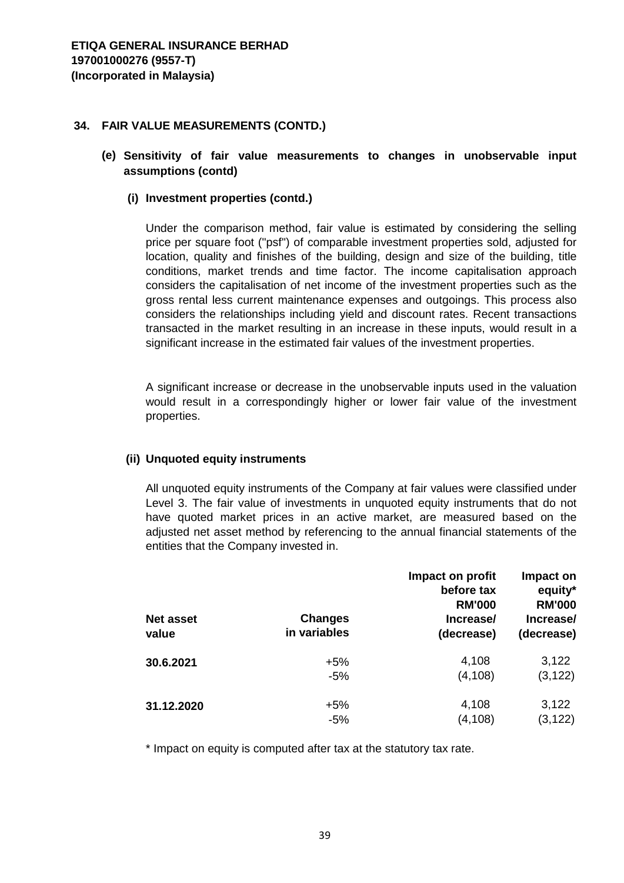**ETIQA GENERAL INSURANCE BERHAD**
**197001000276 (9557-T)**
**(Incorporated in Malaysia)**

## 34. FAIR VALUE MEASUREMENTS (CONTD.)

### (e) Sensitivity of fair value measurements to changes in unobservable input assumptions (contd)

#### (i) Investment properties (contd.)

Under the comparison method, fair value is estimated by considering the selling price per square foot ("psf") of comparable investment properties sold, adjusted for location, quality and finishes of the building, design and size of the building, title conditions, market trends and time factor. The income capitalisation approach considers the capitalisation of net income of the investment properties such as the gross rental less current maintenance expenses and outgoings. This process also considers the relationships including yield and discount rates. Recent transactions transacted in the market resulting in an increase in these inputs, would result in a significant increase in the estimated fair values of the investment properties.

A significant increase or decrease in the unobservable inputs used in the valuation would result in a correspondingly higher or lower fair value of the investment properties.

#### (ii) Unquoted equity instruments

All unquoted equity instruments of the Company at fair values were classified under Level 3. The fair value of investments in unquoted equity instruments that do not have quoted market prices in an active market, are measured based on the adjusted net asset method by referencing to the annual financial statements of the entities that the Company invested in.

| Net asset value | Changes in variables | Impact on profit before tax RM'000 Increase/ (decrease) | Impact on equity* RM'000 Increase/ (decrease) |
|---|---|---|---|
| **30.6.2021** | +5% | 4,108 | 3,122 |
| | -5% | (4,108) | (3,122) |
| **31.12.2020** | +5% | 4,108 | 3,122 |
| | -5% | (4,108) | (3,122) |

\* Impact on equity is computed after tax at the statutory tax rate.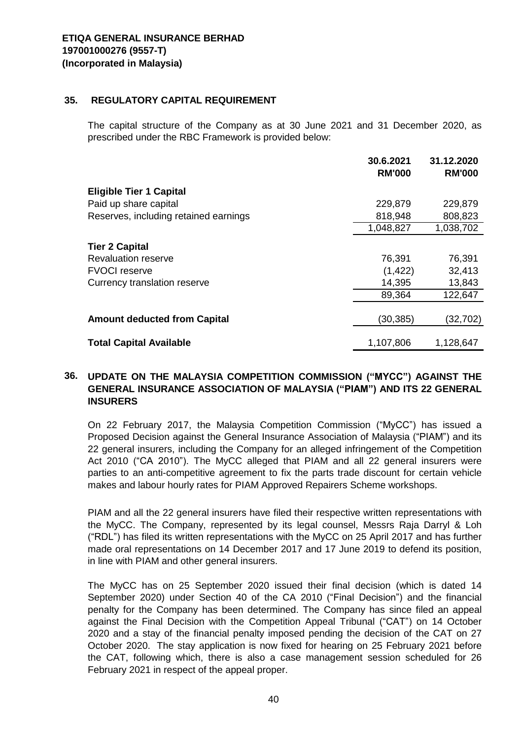**ETIQA GENERAL INSURANCE BERHAD**
**197001000276 (9557-T)**
**(Incorporated in Malaysia)**

## 35. REGULATORY CAPITAL REQUIREMENT

The capital structure of the Company as at 30 June 2021 and 31 December 2020, as prescribed under the RBC Framework is provided below:

| | 30.6.2021 RM'000 | 31.12.2020 RM'000 |
|---|---|---|
| **Eligible Tier 1 Capital** | | |
| Paid up share capital | 229,879 | 229,879 |
| Reserves, including retained earnings | 818,948 | 808,823 |
| | 1,048,827 | 1,038,702 |
| **Tier 2 Capital** | | |
| Revaluation reserve | 76,391 | 76,391 |
| FVOCI reserve | (1,422) | 32,413 |
| Currency translation reserve | 14,395 | 13,843 |
| | 89,364 | 122,647 |
| **Amount deducted from Capital** | (30,385) | (32,702) |
| **Total Capital Available** | 1,107,806 | 1,128,647 |

## 36. UPDATE ON THE MALAYSIA COMPETITION COMMISSION ("MYCC") AGAINST THE GENERAL INSURANCE ASSOCIATION OF MALAYSIA ("PIAM") AND ITS 22 GENERAL INSURERS

On 22 February 2017, the Malaysia Competition Commission ("MyCC") has issued a Proposed Decision against the General Insurance Association of Malaysia ("PIAM") and its 22 general insurers, including the Company for an alleged infringement of the Competition Act 2010 ("CA 2010"). The MyCC alleged that PIAM and all 22 general insurers were parties to an anti-competitive agreement to fix the parts trade discount for certain vehicle makes and labour hourly rates for PIAM Approved Repairers Scheme workshops.

PIAM and all the 22 general insurers have filed their respective written representations with the MyCC. The Company, represented by its legal counsel, Messrs Raja Darryl & Loh ("RDL") has filed its written representations with the MyCC on 25 April 2017 and has further made oral representations on 14 December 2017 and 17 June 2019 to defend its position, in line with PIAM and other general insurers.

The MyCC has on 25 September 2020 issued their final decision (which is dated 14 September 2020) under Section 40 of the CA 2010 ("Final Decision") and the financial penalty for the Company has been determined. The Company has since filed an appeal against the Final Decision with the Competition Appeal Tribunal ("CAT") on 14 October 2020 and a stay of the financial penalty imposed pending the decision of the CAT on 27 October 2020. The stay application is now fixed for hearing on 25 February 2021 before the CAT, following which, there is also a case management session scheduled for 26 February 2021 in respect of the appeal proper.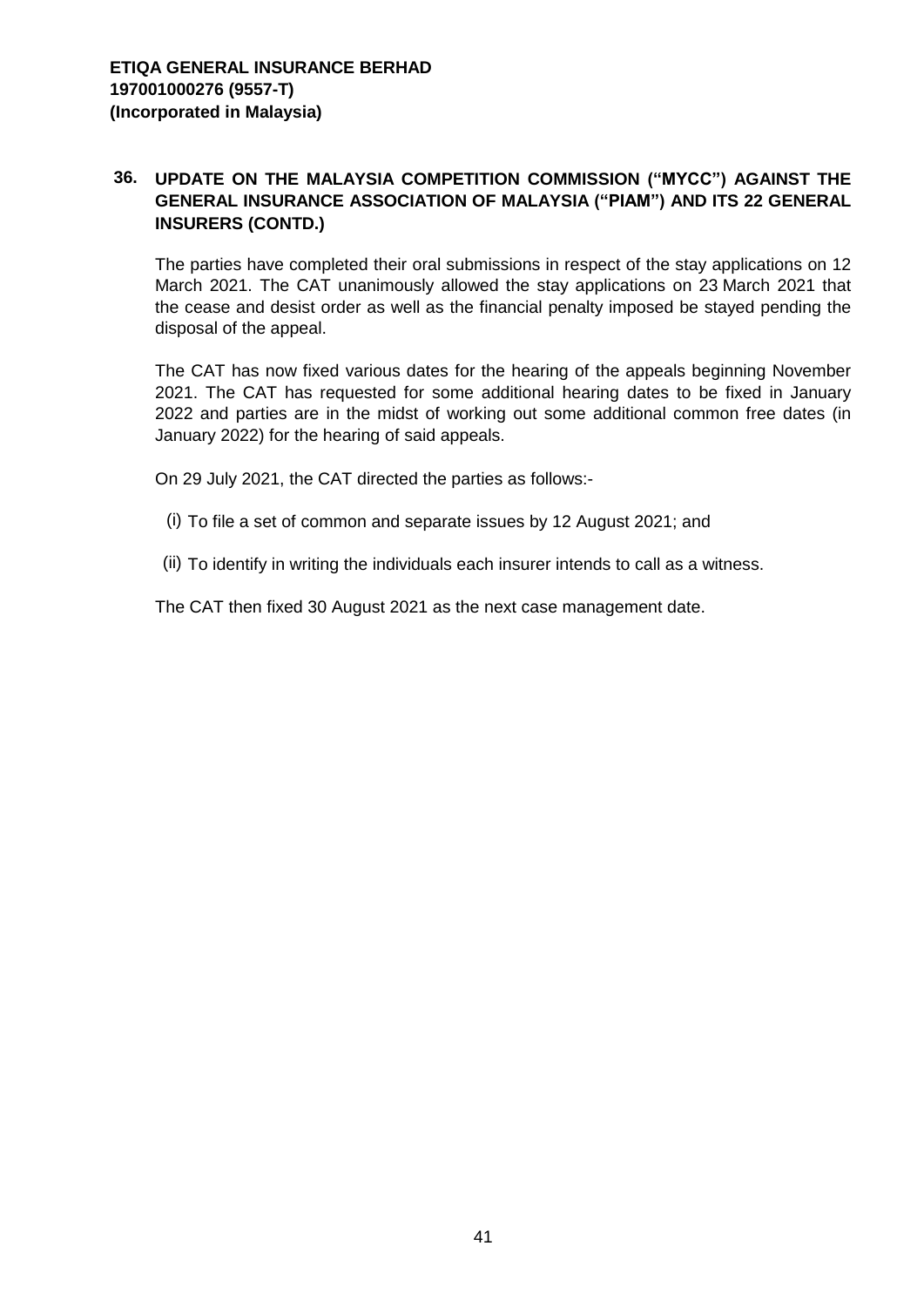## 36. UPDATE ON THE MALAYSIA COMPETITION COMMISSION ("MYCC") AGAINST THE GENERAL INSURANCE ASSOCIATION OF MALAYSIA ("PIAM") AND ITS 22 GENERAL INSURERS (CONTD.)

The parties have completed their oral submissions in respect of the stay applications on 12 March 2021. The CAT unanimously allowed the stay applications on 23 March 2021 that the cease and desist order as well as the financial penalty imposed be stayed pending the disposal of the appeal.

The CAT has now fixed various dates for the hearing of the appeals beginning November 2021. The CAT has requested for some additional hearing dates to be fixed in January 2022 and parties are in the midst of working out some additional common free dates (in January 2022) for the hearing of said appeals.

On 29 July 2021, the CAT directed the parties as follows:-

(i) To file a set of common and separate issues by 12 August 2021; and

(ii) To identify in writing the individuals each insurer intends to call as a witness.

The CAT then fixed 30 August 2021 as the next case management date.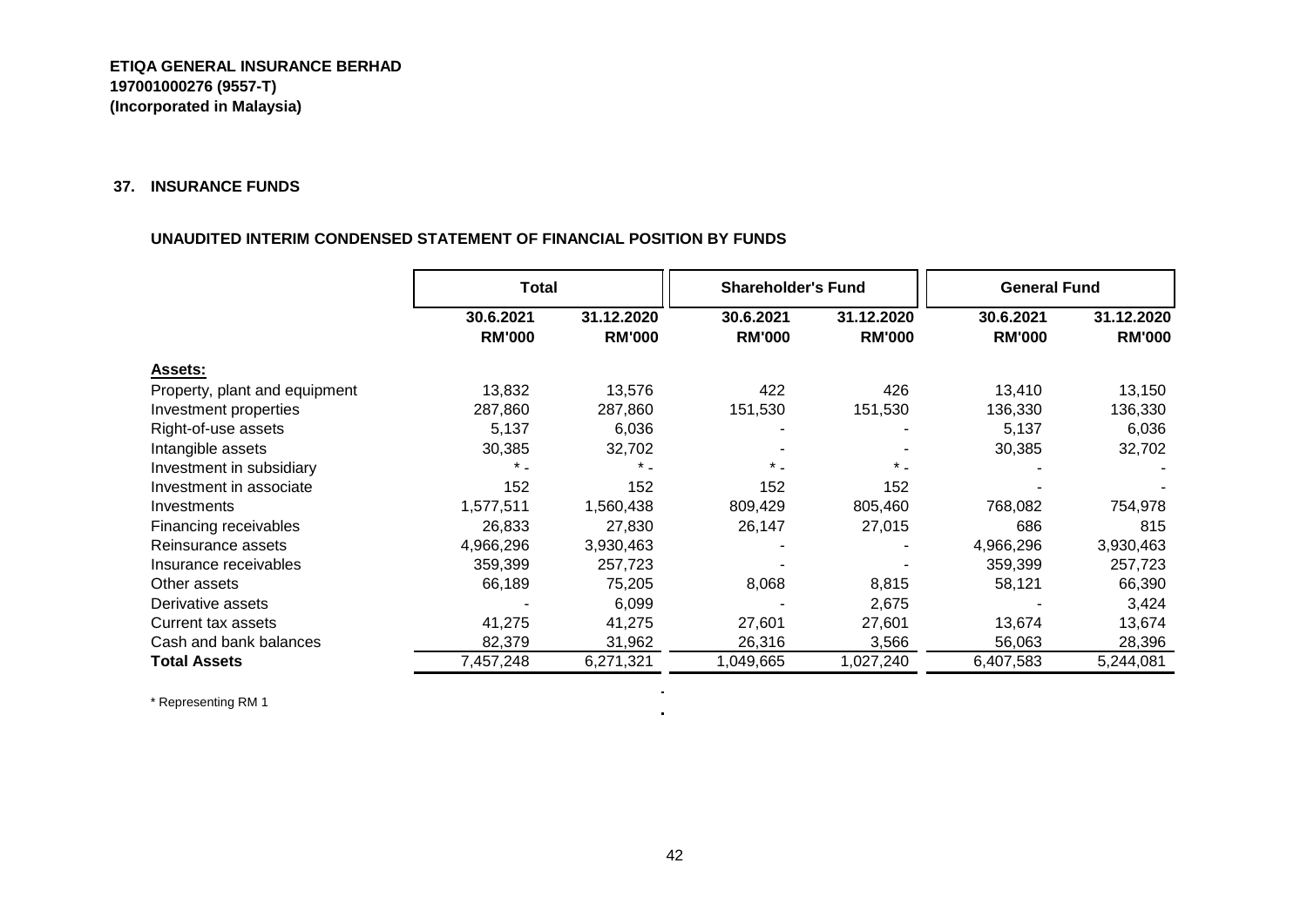**ETIQA GENERAL INSURANCE BERHAD**
**197001000276 (9557-T)**
**(Incorporated in Malaysia)**

## 37. INSURANCE FUNDS

### UNAUDITED INTERIM CONDENSED STATEMENT OF FINANCIAL POSITION BY FUNDS

| | **Total** | | **Shareholder's Fund** | | **General Fund** | |
|---|---|---|---|---|---|---|
| | **30.6.2021** | **31.12.2020** | **30.6.2021** | **31.12.2020** | **30.6.2021** | **31.12.2020** |
| | **RM'000** | **RM'000** | **RM'000** | **RM'000** | **RM'000** | **RM'000** |
| **Assets:** | | | | | | |
| Property, plant and equipment | 13,832 | 13,576 | 422 | 426 | 13,410 | 13,150 |
| Investment properties | 287,860 | 287,860 | 151,530 | 151,530 | 136,330 | 136,330 |
| Right-of-use assets | 5,137 | 6,036 | - | - | 5,137 | 6,036 |
| Intangible assets | 30,385 | 32,702 | - | - | 30,385 | 32,702 |
| Investment in subsidiary | * - | * - | * - | * - | - | - |
| Investment in associate | 152 | 152 | 152 | 152 | - | - |
| Investments | 1,577,511 | 1,560,438 | 809,429 | 805,460 | 768,082 | 754,978 |
| Financing receivables | 26,833 | 27,830 | 26,147 | 27,015 | 686 | 815 |
| Reinsurance assets | 4,966,296 | 3,930,463 | - | - | 4,966,296 | 3,930,463 |
| Insurance receivables | 359,399 | 257,723 | - | - | 359,399 | 257,723 |
| Other assets | 66,189 | 75,205 | 8,068 | 8,815 | 58,121 | 66,390 |
| Derivative assets | - | 6,099 | - | 2,675 | - | 3,424 |
| Current tax assets | 41,275 | 41,275 | 27,601 | 27,601 | 13,674 | 13,674 |
| Cash and bank balances | 82,379 | 31,962 | 26,316 | 3,566 | 56,063 | 28,396 |
| **Total Assets** | 7,457,248 | 6,271,321 | 1,049,665 | 1,027,240 | 6,407,583 | 5,244,081 |

* Representing RM 1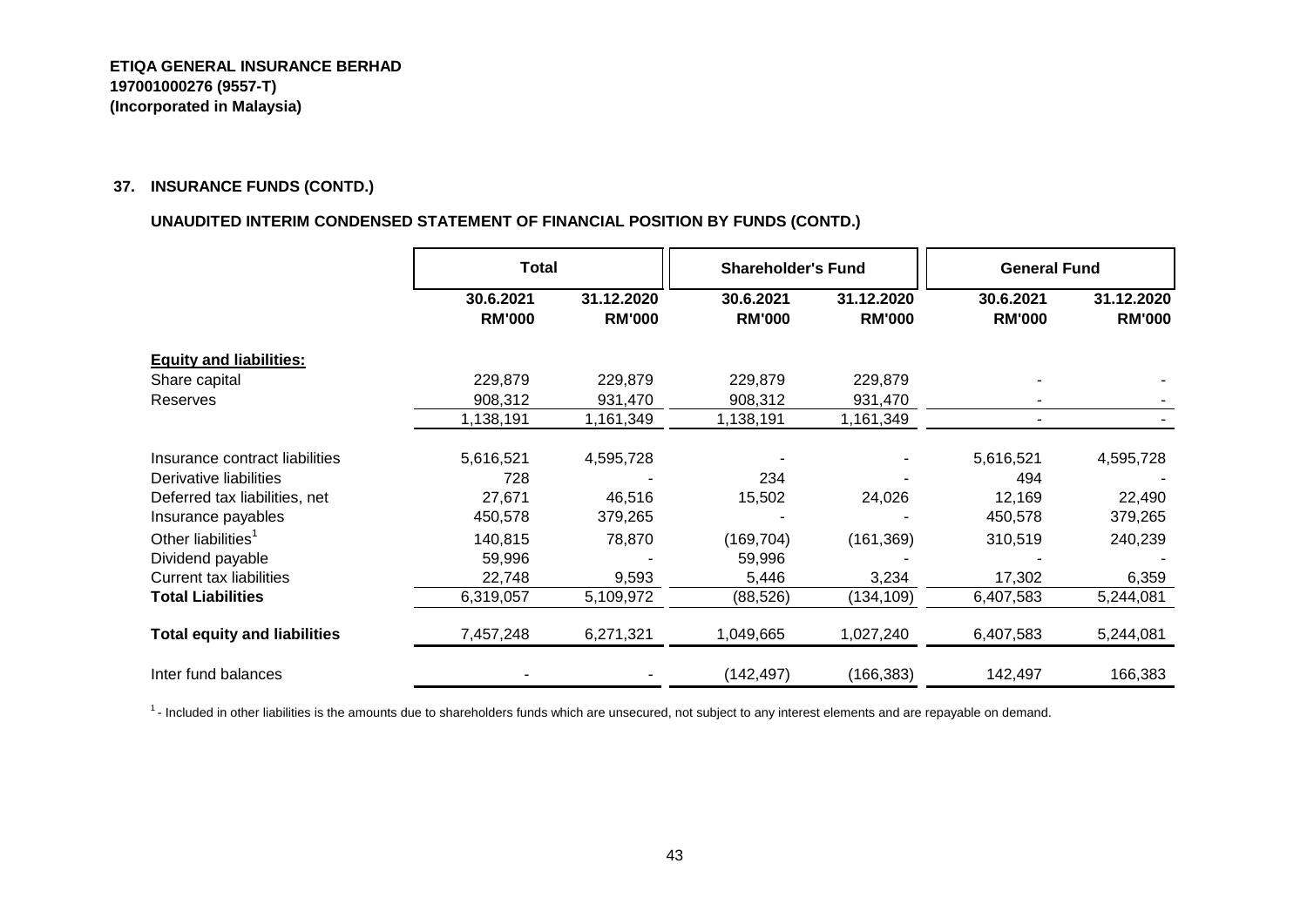**ETIQA GENERAL INSURANCE BERHAD**
**197001000276 (9557-T)**
**(Incorporated in Malaysia)**

## 37. INSURANCE FUNDS (CONTD.)

### UNAUDITED INTERIM CONDENSED STATEMENT OF FINANCIAL POSITION BY FUNDS (CONTD.)

| | Total | | Shareholder's Fund | | General Fund | |
|---|---|---|---|---|---|---|
| | 30.6.2021 RM'000 | 31.12.2020 RM'000 | 30.6.2021 RM'000 | 31.12.2020 RM'000 | 30.6.2021 RM'000 | 31.12.2020 RM'000 |
| **Equity and liabilities:** | | | | | | |
| Share capital | 229,879 | 229,879 | 229,879 | 229,879 | - | - |
| Reserves | 908,312 | 931,470 | 908,312 | 931,470 | - | - |
| | 1,138,191 | 1,161,349 | 1,138,191 | 1,161,349 | - | - |
| Insurance contract liabilities | 5,616,521 | 4,595,728 | - | - | 5,616,521 | 4,595,728 |
| Derivative liabilities | 728 | - | 234 | - | 494 | - |
| Deferred tax liabilities, net | 27,671 | 46,516 | 15,502 | 24,026 | 12,169 | 22,490 |
| Insurance payables | 450,578 | 379,265 | - | - | 450,578 | 379,265 |
| Other liabilities[1] | 140,815 | 78,870 | (169,704) | (161,369) | 310,519 | 240,239 |
| Dividend payable | 59,996 | - | 59,996 | - | - | - |
| Current tax liabilities | 22,748 | 9,593 | 5,446 | 3,234 | 17,302 | 6,359 |
| **Total Liabilities** | 6,319,057 | 5,109,972 | (88,526) | (134,109) | 6,407,583 | 5,244,081 |
| **Total equity and liabilities** | 7,457,248 | 6,271,321 | 1,049,665 | 1,027,240 | 6,407,583 | 5,244,081 |
| Inter fund balances | - | - | (142,497) | (166,383) | 142,497 | 166,383 |

[1] - Included in other liabilities is the amounts due to shareholders funds which are unsecured, not subject to any interest elements and are repayable on demand.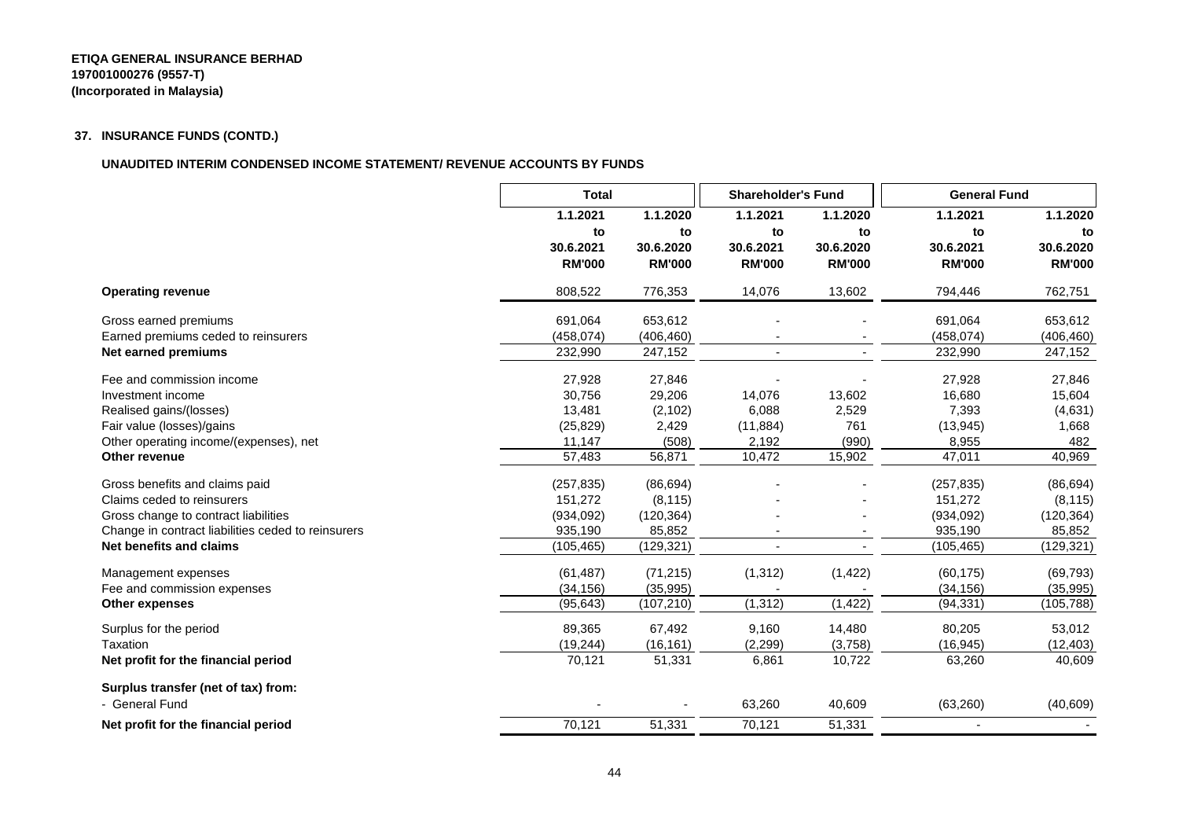**ETIQA GENERAL INSURANCE BERHAD**
**197001000276 (9557-T)**
**(Incorporated in Malaysia)**

## 37. INSURANCE FUNDS (CONTD.)

### UNAUDITED INTERIM CONDENSED INCOME STATEMENT/ REVENUE ACCOUNTS BY FUNDS

| | Total | | Shareholder's Fund | | General Fund | |
|---|---|---|---|---|---|---|
| | 1.1.2021 to 30.6.2021 RM'000 | 1.1.2020 to 30.6.2020 RM'000 | 1.1.2021 to 30.6.2021 RM'000 | 1.1.2020 to 30.6.2020 RM'000 | 1.1.2021 to 30.6.2021 RM'000 | 1.1.2020 to 30.6.2020 RM'000 |
| **Operating revenue** | 808,522 | 776,353 | 14,076 | 13,602 | 794,446 | 762,751 |
| Gross earned premiums | 691,064 | 653,612 | - | - | 691,064 | 653,612 |
| Earned premiums ceded to reinsurers | (458,074) | (406,460) | - | - | (458,074) | (406,460) |
| **Net earned premiums** | 232,990 | 247,152 | - | - | 232,990 | 247,152 |
| Fee and commission income | 27,928 | 27,846 | - | - | 27,928 | 27,846 |
| Investment income | 30,756 | 29,206 | 14,076 | 13,602 | 16,680 | 15,604 |
| Realised gains/(losses) | 13,481 | (2,102) | 6,088 | 2,529 | 7,393 | (4,631) |
| Fair value (losses)/gains | (25,829) | 2,429 | (11,884) | 761 | (13,945) | 1,668 |
| Other operating income/(expenses), net | 11,147 | (508) | 2,192 | (990) | 8,955 | 482 |
| **Other revenue** | 57,483 | 56,871 | 10,472 | 15,902 | 47,011 | 40,969 |
| Gross benefits and claims paid | (257,835) | (86,694) | - | - | (257,835) | (86,694) |
| Claims ceded to reinsurers | 151,272 | (8,115) | - | - | 151,272 | (8,115) |
| Gross change to contract liabilities | (934,092) | (120,364) | - | - | (934,092) | (120,364) |
| Change in contract liabilities ceded to reinsurers | 935,190 | 85,852 | - | - | 935,190 | 85,852 |
| **Net benefits and claims** | (105,465) | (129,321) | - | - | (105,465) | (129,321) |
| Management expenses | (61,487) | (71,215) | (1,312) | (1,422) | (60,175) | (69,793) |
| Fee and commission expenses | (34,156) | (35,995) | - | - | (34,156) | (35,995) |
| **Other expenses** | (95,643) | (107,210) | (1,312) | (1,422) | (94,331) | (105,788) |
| Surplus for the period | 89,365 | 67,492 | 9,160 | 14,480 | 80,205 | 53,012 |
| Taxation | (19,244) | (16,161) | (2,299) | (3,758) | (16,945) | (12,403) |
| **Net profit for the financial period** | 70,121 | 51,331 | 6,861 | 10,722 | 63,260 | 40,609 |
| **Surplus transfer (net of tax) from:** | | | | | | |
| - General Fund | - | - | 63,260 | 40,609 | (63,260) | (40,609) |
| **Net profit for the financial period** | 70,121 | 51,331 | 70,121 | 51,331 | - | - |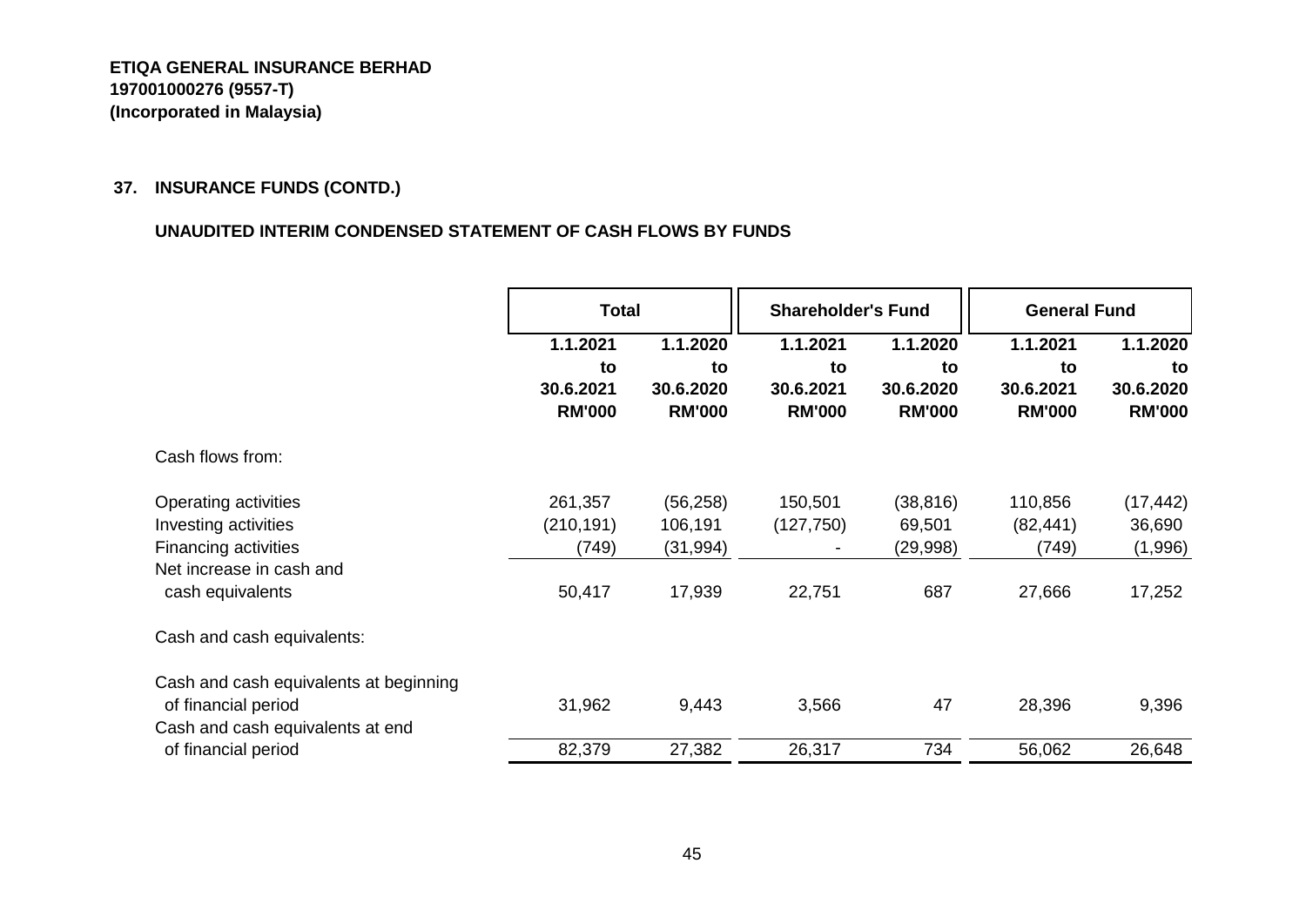**ETIQA GENERAL INSURANCE BERHAD**
**197001000276 (9557-T)**
**(Incorporated in Malaysia)**

## 37. INSURANCE FUNDS (CONTD.)

### UNAUDITED INTERIM CONDENSED STATEMENT OF CASH FLOWS BY FUNDS

| | Total | | Shareholder's Fund | | General Fund | |
|---|---|---|---|---|---|---|
| | 1.1.2021 to 30.6.2021 RM'000 | 1.1.2020 to 30.6.2020 RM'000 | 1.1.2021 to 30.6.2021 RM'000 | 1.1.2020 to 30.6.2020 RM'000 | 1.1.2021 to 30.6.2021 RM'000 | 1.1.2020 to 30.6.2020 RM'000 |
| Cash flows from: | | | | | | |
| Operating activities | 261,357 | (56,258) | 150,501 | (38,816) | 110,856 | (17,442) |
| Investing activities | (210,191) | 106,191 | (127,750) | 69,501 | (82,441) | 36,690 |
| Financing activities | (749) | (31,994) | - | (29,998) | (749) | (1,996) |
| Net increase in cash and cash equivalents | 50,417 | 17,939 | 22,751 | 687 | 27,666 | 17,252 |
| Cash and cash equivalents: | | | | | | |
| Cash and cash equivalents at beginning of financial period | 31,962 | 9,443 | 3,566 | 47 | 28,396 | 9,396 |
| Cash and cash equivalents at end of financial period | 82,379 | 27,382 | 26,317 | 734 | 56,062 | 26,648 |